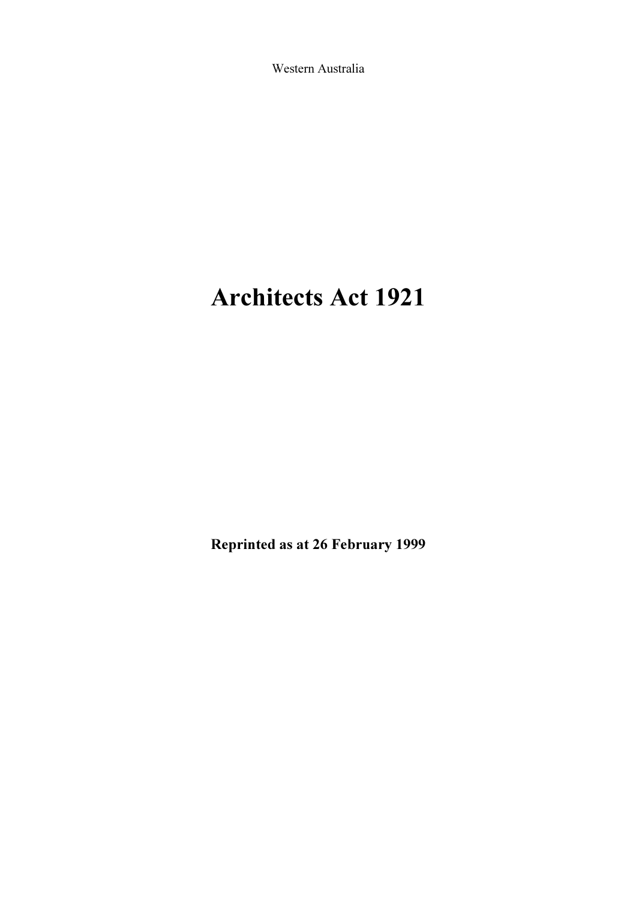Western Australia

# Architects Act 1921

**Reprinted as at 26 February 1999**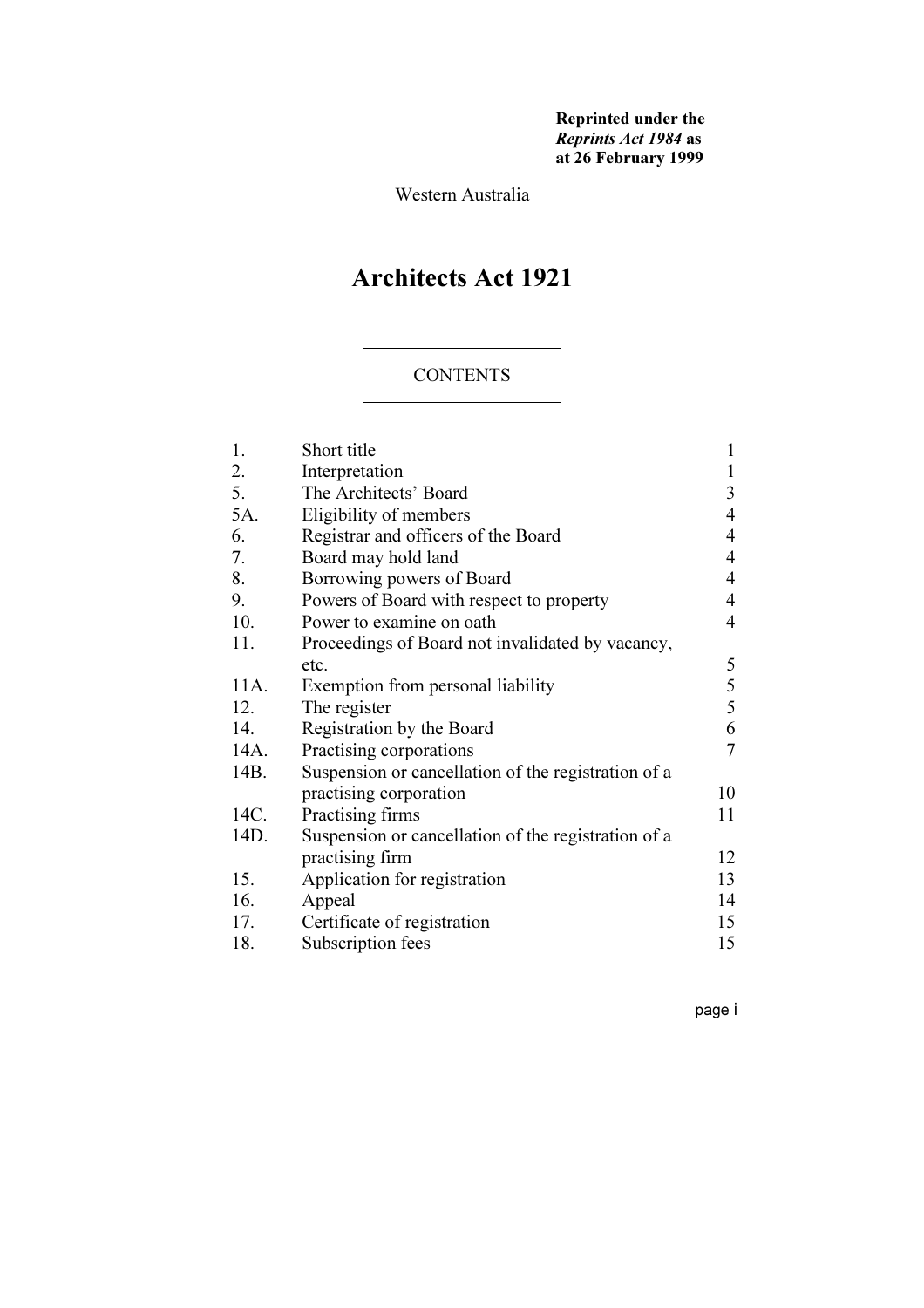**Reprinted under the *Reprints Act 1984* as at 26 February 1999**

Western Australia

# Architects Act 1921

## CONTENTS

| | | |
|---|---|---|
| 1. | Short title | 1 |
| 2. | Interpretation | 1 |
| 5. | The Architects' Board | 3 |
| 5A. | Eligibility of members | 4 |
| 6. | Registrar and officers of the Board | 4 |
| 7. | Board may hold land | 4 |
| 8. | Borrowing powers of Board | 4 |
| 9. | Powers of Board with respect to property | 4 |
| 10. | Power to examine on oath | 4 |
| 11. | Proceedings of Board not invalidated by vacancy, etc. | 5 |
| 11A. | Exemption from personal liability | 5 |
| 12. | The register | 5 |
| 14. | Registration by the Board | 6 |
| 14A. | Practising corporations | 7 |
| 14B. | Suspension or cancellation of the registration of a practising corporation | 10 |
| 14C. | Practising firms | 11 |
| 14D. | Suspension or cancellation of the registration of a practising firm | 12 |
| 15. | Application for registration | 13 |
| 16. | Appeal | 14 |
| 17. | Certificate of registration | 15 |
| 18. | Subscription fees | 15 |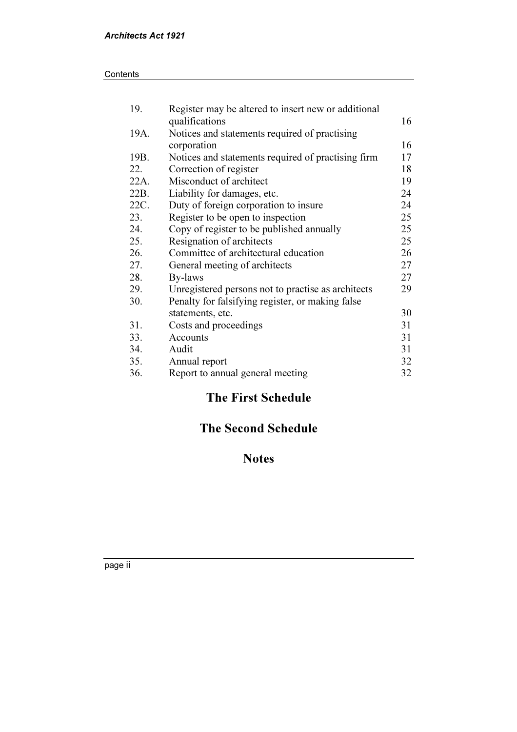| | | |
|---|---|---|
| 19. | Register may be altered to insert new or additional qualifications | 16 |
| 19A. | Notices and statements required of practising corporation | 16 |
| 19B. | Notices and statements required of practising firm | 17 |
| 22. | Correction of register | 18 |
| 22A. | Misconduct of architect | 19 |
| 22B. | Liability for damages, etc. | 24 |
| 22C. | Duty of foreign corporation to insure | 24 |
| 23. | Register to be open to inspection | 25 |
| 24. | Copy of register to be published annually | 25 |
| 25. | Resignation of architects | 25 |
| 26. | Committee of architectural education | 26 |
| 27. | General meeting of architects | 27 |
| 28. | By-laws | 27 |
| 29. | Unregistered persons not to practise as architects | 29 |
| 30. | Penalty for falsifying register, or making false statements, etc. | 30 |
| 31. | Costs and proceedings | 31 |
| 33. | Accounts | 31 |
| 34. | Audit | 31 |
| 35. | Annual report | 32 |
| 36. | Report to annual general meeting | 32 |

## The First Schedule

## The Second Schedule

## Notes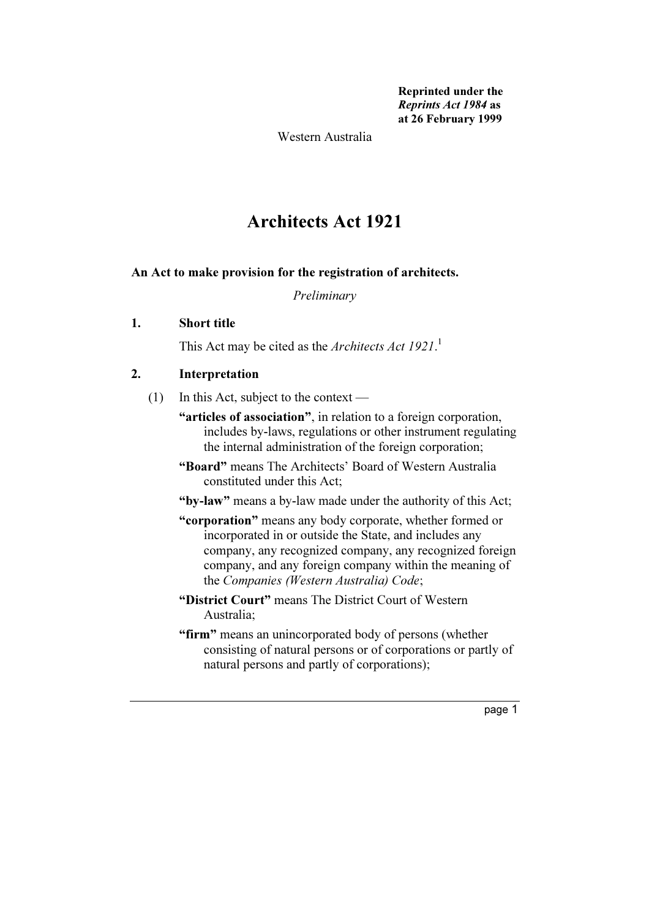**Reprinted under the *Reprints Act 1984* as at 26 February 1999**

Western Australia

# Architects Act 1921

**An Act to make provision for the registration of architects.**

*Preliminary*

## 1. Short title

This Act may be cited as the *Architects Act 1921*.[1]

## 2. Interpretation

(1) In this Act, subject to the context —

**"articles of association"**, in relation to a foreign corporation, includes by-laws, regulations or other instrument regulating the internal administration of the foreign corporation;

**"Board"** means The Architects' Board of Western Australia constituted under this Act;

**"by-law"** means a by-law made under the authority of this Act;

**"corporation"** means any body corporate, whether formed or incorporated in or outside the State, and includes any company, any recognized company, any recognized foreign company, and any foreign company within the meaning of the *Companies (Western Australia) Code*;

**"District Court"** means The District Court of Western Australia;

**"firm"** means an unincorporated body of persons (whether consisting of natural persons or of corporations or partly of natural persons and partly of corporations);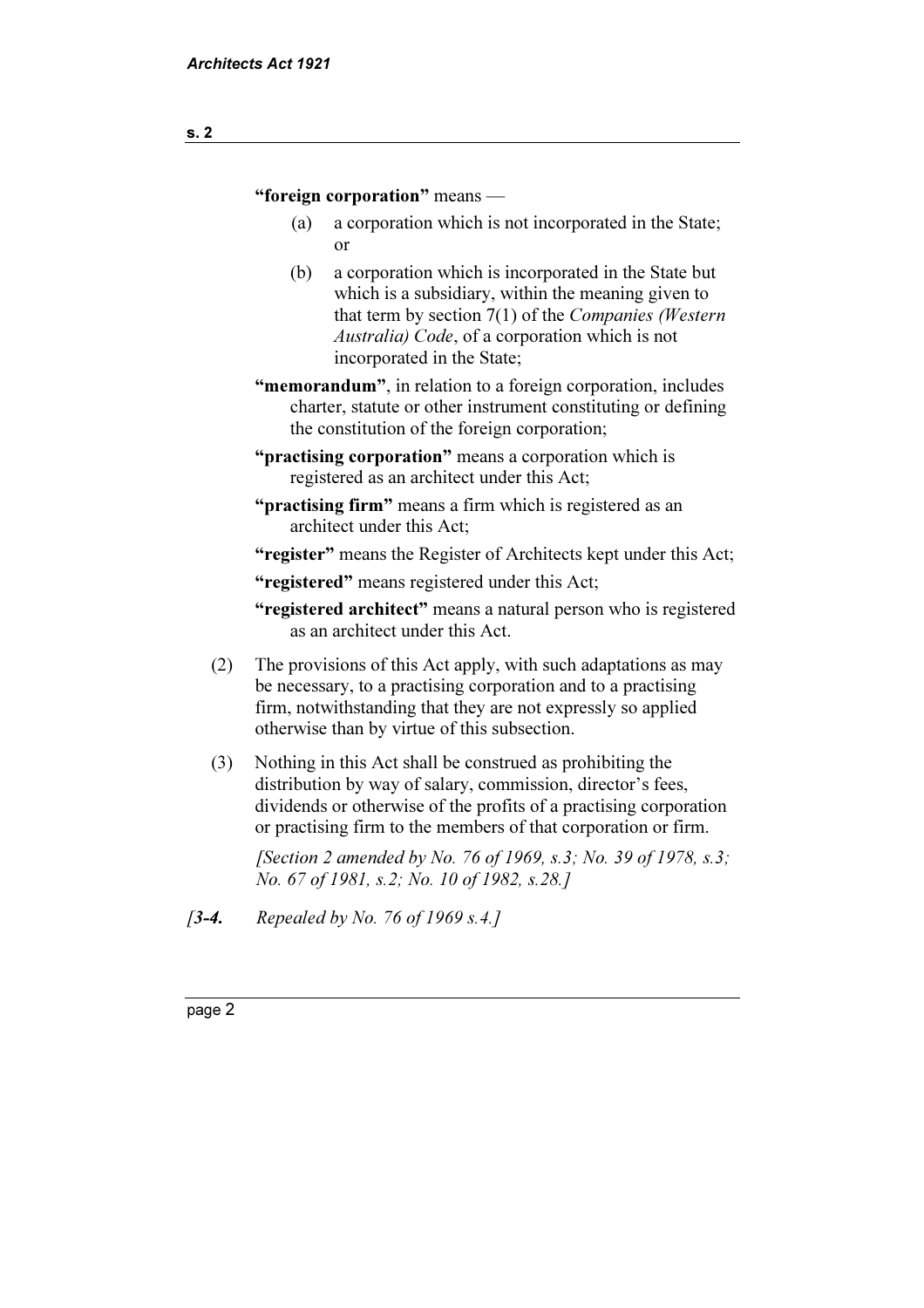**"foreign corporation"** means —

(a) a corporation which is not incorporated in the State; or

(b) a corporation which is incorporated in the State but which is a subsidiary, within the meaning given to that term by section 7(1) of the *Companies (Western Australia) Code*, of a corporation which is not incorporated in the State;

**"memorandum"**, in relation to a foreign corporation, includes charter, statute or other instrument constituting or defining the constitution of the foreign corporation;

**"practising corporation"** means a corporation which is registered as an architect under this Act;

**"practising firm"** means a firm which is registered as an architect under this Act;

**"register"** means the Register of Architects kept under this Act;

**"registered"** means registered under this Act;

**"registered architect"** means a natural person who is registered as an architect under this Act.

(2) The provisions of this Act apply, with such adaptations as may be necessary, to a practising corporation and to a practising firm, notwithstanding that they are not expressly so applied otherwise than by virtue of this subsection.

(3) Nothing in this Act shall be construed as prohibiting the distribution by way of salary, commission, director's fees, dividends or otherwise of the profits of a practising corporation or practising firm to the members of that corporation or firm.

*[Section 2 amended by No. 76 of 1969, s.3; No. 39 of 1978, s.3; No. 67 of 1981, s.2; No. 10 of 1982, s.28.]*

*[**3-4.** Repealed by No. 76 of 1969 s.4.]*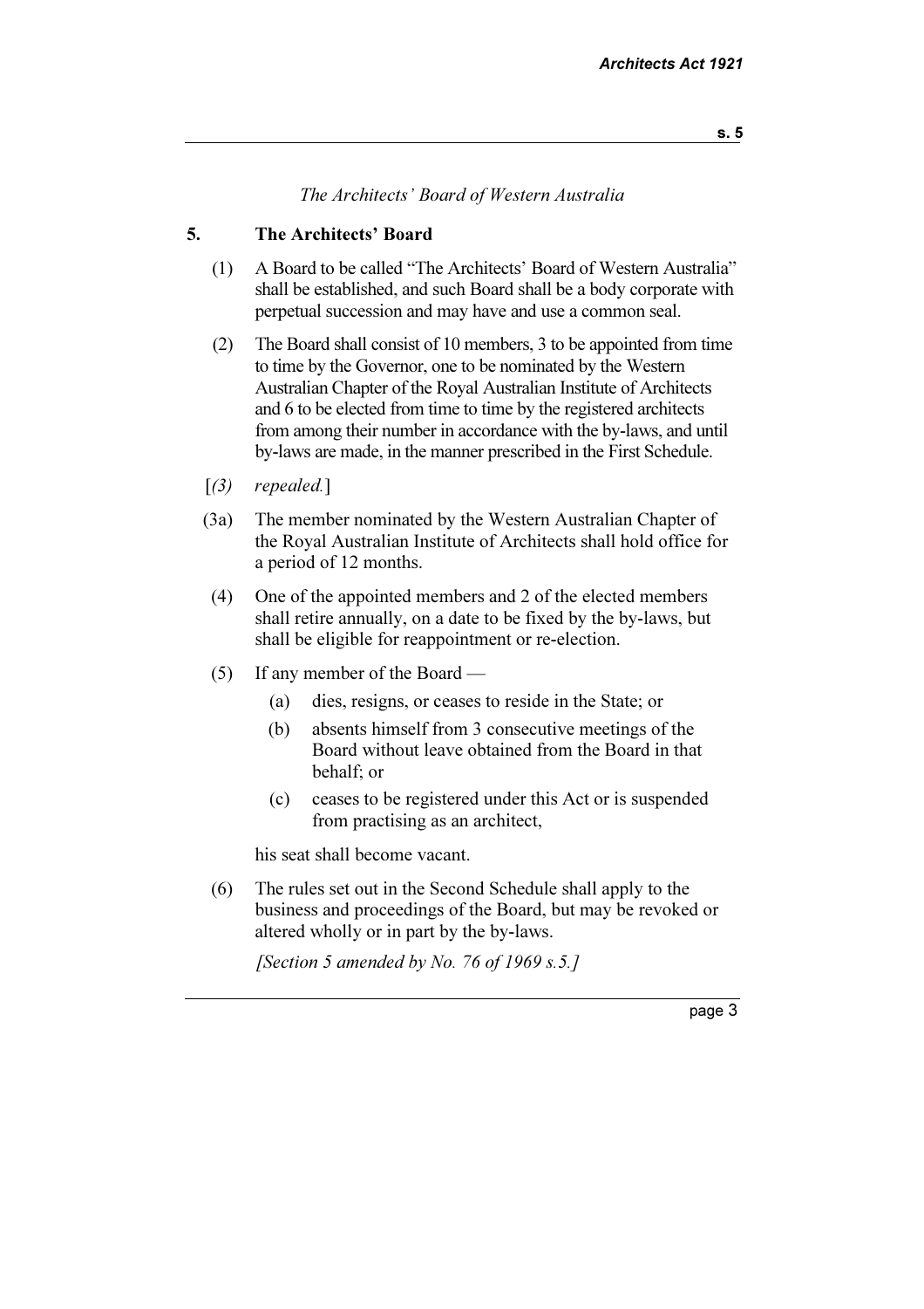*The Architects' Board of Western Australia*

## 5. The Architects' Board

(1) A Board to be called "The Architects' Board of Western Australia" shall be established, and such Board shall be a body corporate with perpetual succession and may have and use a common seal.

(2) The Board shall consist of 10 members, 3 to be appointed from time to time by the Governor, one to be nominated by the Western Australian Chapter of the Royal Australian Institute of Architects and 6 to be elected from time to time by the registered architects from among their number in accordance with the by-laws, and until by-laws are made, in the manner prescribed in the First Schedule.

[*(3) repealed.*]

(3a) The member nominated by the Western Australian Chapter of the Royal Australian Institute of Architects shall hold office for a period of 12 months.

(4) One of the appointed members and 2 of the elected members shall retire annually, on a date to be fixed by the by-laws, but shall be eligible for reappointment or re-election.

(5) If any member of the Board —

(a) dies, resigns, or ceases to reside in the State; or

(b) absents himself from 3 consecutive meetings of the Board without leave obtained from the Board in that behalf; or

(c) ceases to be registered under this Act or is suspended from practising as an architect,

his seat shall become vacant.

(6) The rules set out in the Second Schedule shall apply to the business and proceedings of the Board, but may be revoked or altered wholly or in part by the by-laws.

*[Section 5 amended by No. 76 of 1969 s.5.]*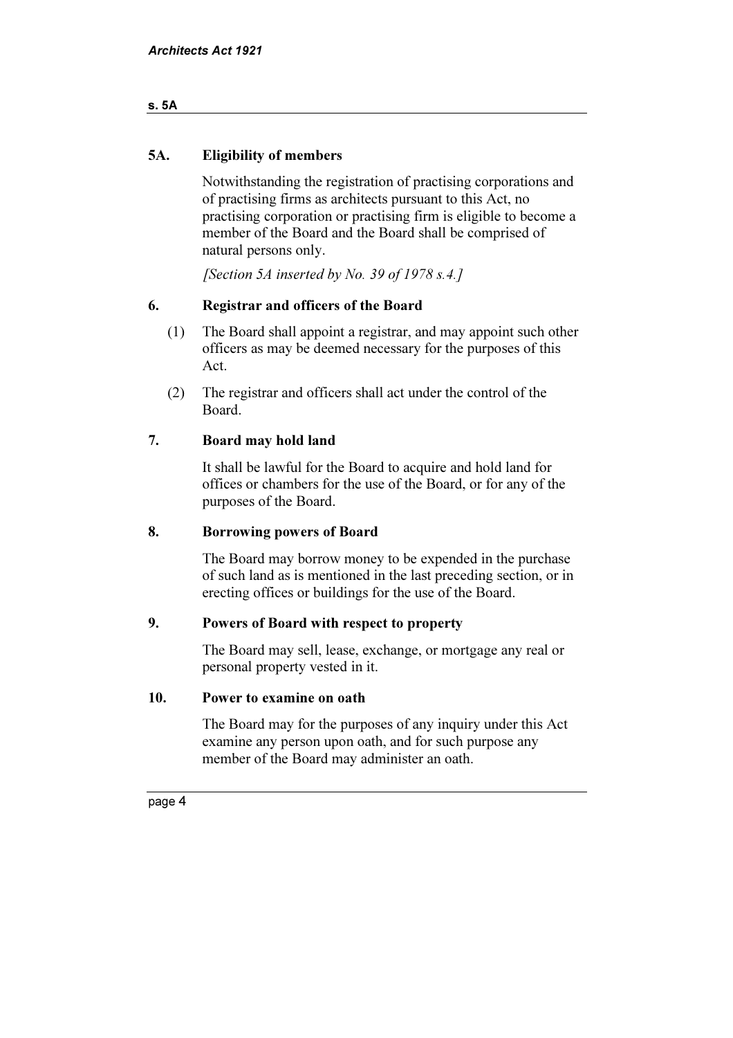## 5A. Eligibility of members

Notwithstanding the registration of practising corporations and of practising firms as architects pursuant to this Act, no practising corporation or practising firm is eligible to become a member of the Board and the Board shall be comprised of natural persons only.

*[Section 5A inserted by No. 39 of 1978 s.4.]*

## 6. Registrar and officers of the Board

(1) The Board shall appoint a registrar, and may appoint such other officers as may be deemed necessary for the purposes of this Act.

(2) The registrar and officers shall act under the control of the Board.

## 7. Board may hold land

It shall be lawful for the Board to acquire and hold land for offices or chambers for the use of the Board, or for any of the purposes of the Board.

## 8. Borrowing powers of Board

The Board may borrow money to be expended in the purchase of such land as is mentioned in the last preceding section, or in erecting offices or buildings for the use of the Board.

## 9. Powers of Board with respect to property

The Board may sell, lease, exchange, or mortgage any real or personal property vested in it.

## 10. Power to examine on oath

The Board may for the purposes of any inquiry under this Act examine any person upon oath, and for such purpose any member of the Board may administer an oath.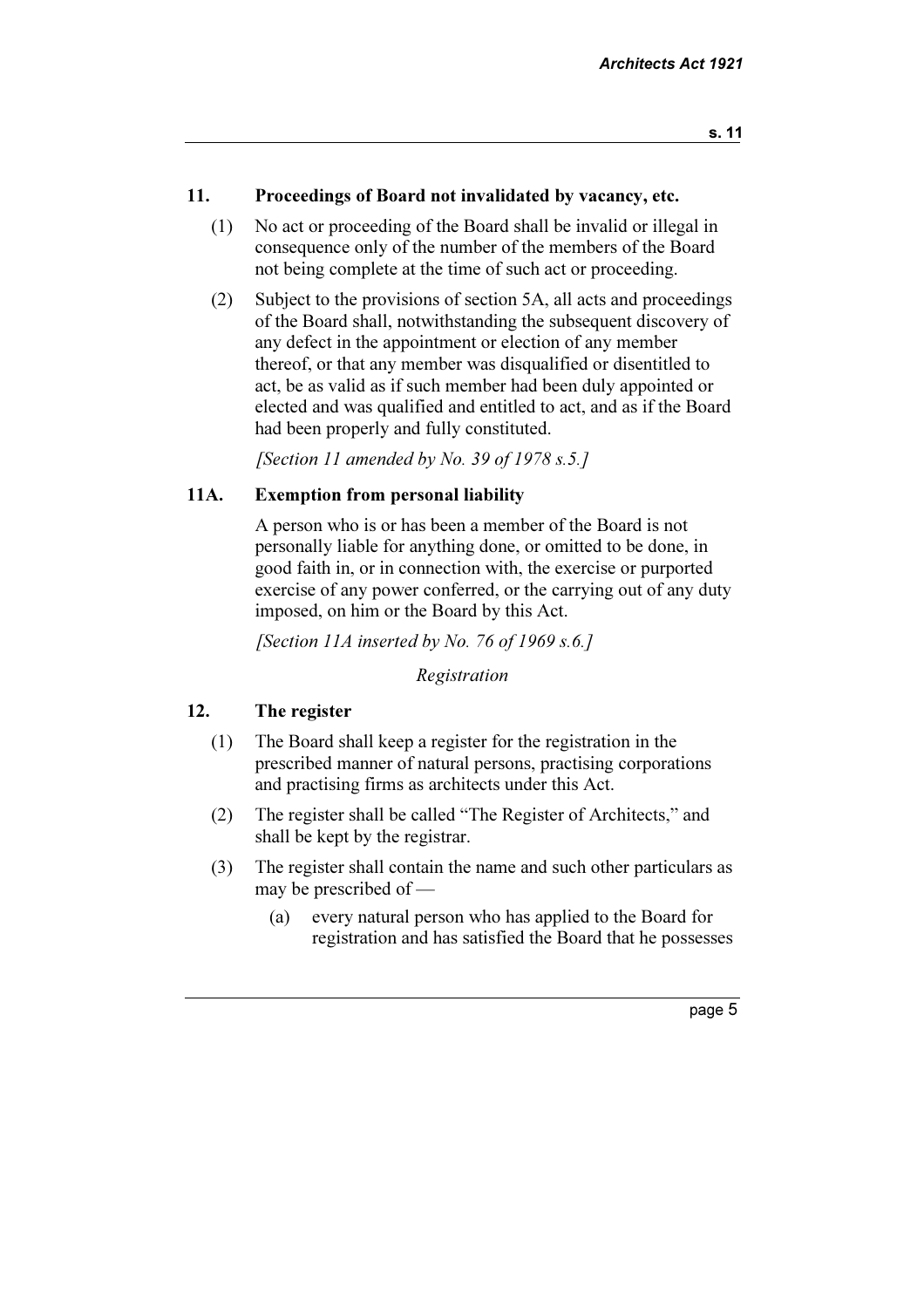## 11. Proceedings of Board not invalidated by vacancy, etc.

(1) No act or proceeding of the Board shall be invalid or illegal in consequence only of the number of the members of the Board not being complete at the time of such act or proceeding.

(2) Subject to the provisions of section 5A, all acts and proceedings of the Board shall, notwithstanding the subsequent discovery of any defect in the appointment or election of any member thereof, or that any member was disqualified or disentitled to act, be as valid as if such member had been duly appointed or elected and was qualified and entitled to act, and as if the Board had been properly and fully constituted.

*[Section 11 amended by No. 39 of 1978 s.5.]*

## 11A. Exemption from personal liability

A person who is or has been a member of the Board is not personally liable for anything done, or omitted to be done, in good faith in, or in connection with, the exercise or purported exercise of any power conferred, or the carrying out of any duty imposed, on him or the Board by this Act.

*[Section 11A inserted by No. 76 of 1969 s.6.]*

*Registration*

## 12. The register

(1) The Board shall keep a register for the registration in the prescribed manner of natural persons, practising corporations and practising firms as architects under this Act.

(2) The register shall be called "The Register of Architects," and shall be kept by the registrar.

(3) The register shall contain the name and such other particulars as may be prescribed of —

(a) every natural person who has applied to the Board for registration and has satisfied the Board that he possesses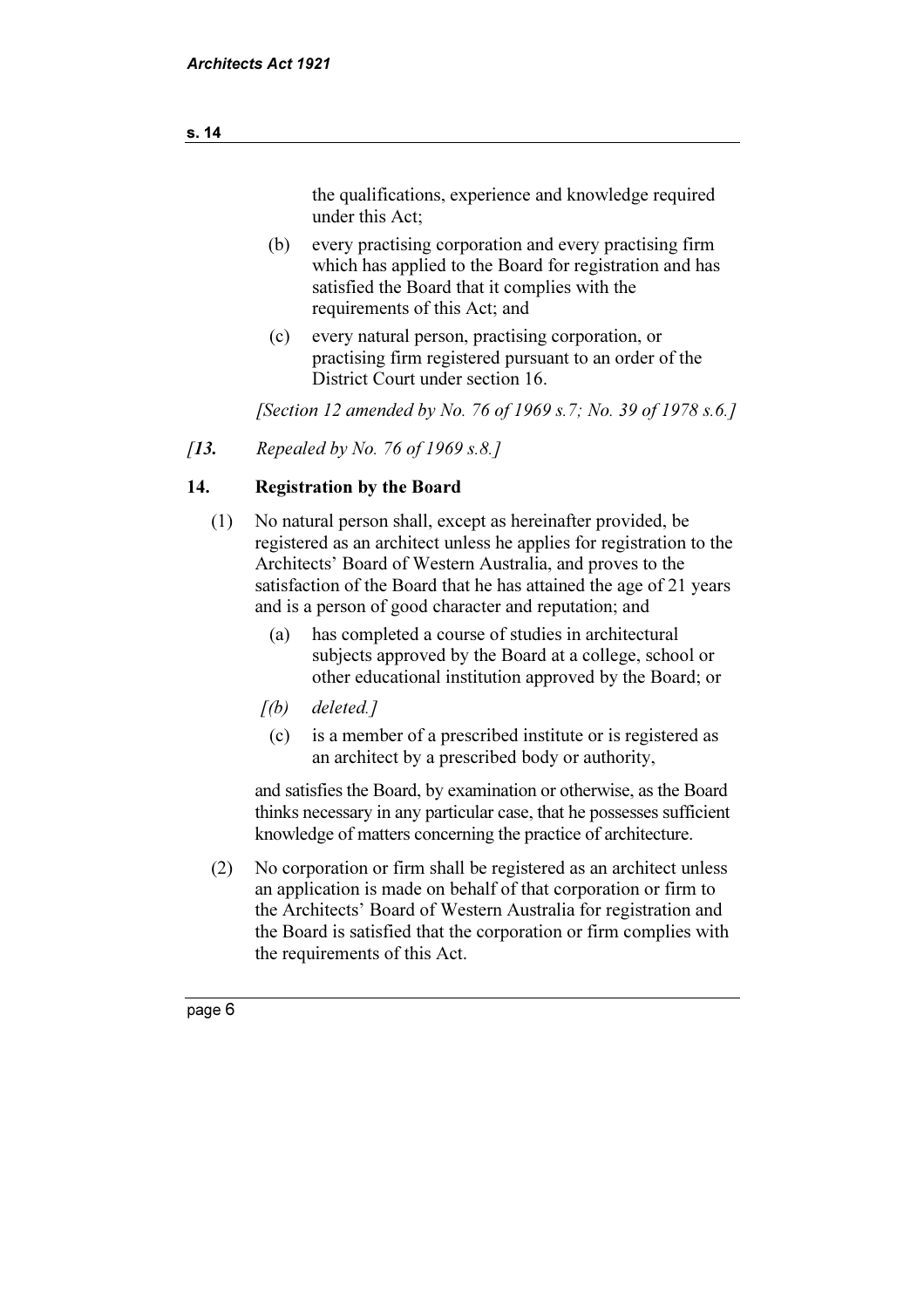the qualifications, experience and knowledge required under this Act;

(b) every practising corporation and every practising firm which has applied to the Board for registration and has satisfied the Board that it complies with the requirements of this Act; and

(c) every natural person, practising corporation, or practising firm registered pursuant to an order of the District Court under section 16.

*[Section 12 amended by No. 76 of 1969 s.7; No. 39 of 1978 s.6.]*

*[**13.** Repealed by No. 76 of 1969 s.8.]*

## 14. Registration by the Board

(1) No natural person shall, except as hereinafter provided, be registered as an architect unless he applies for registration to the Architects' Board of Western Australia, and proves to the satisfaction of the Board that he has attained the age of 21 years and is a person of good character and reputation; and

(a) has completed a course of studies in architectural subjects approved by the Board at a college, school or other educational institution approved by the Board; or

*[(b) deleted.]*

(c) is a member of a prescribed institute or is registered as an architect by a prescribed body or authority,

and satisfies the Board, by examination or otherwise, as the Board thinks necessary in any particular case, that he possesses sufficient knowledge of matters concerning the practice of architecture.

(2) No corporation or firm shall be registered as an architect unless an application is made on behalf of that corporation or firm to the Architects' Board of Western Australia for registration and the Board is satisfied that the corporation or firm complies with the requirements of this Act.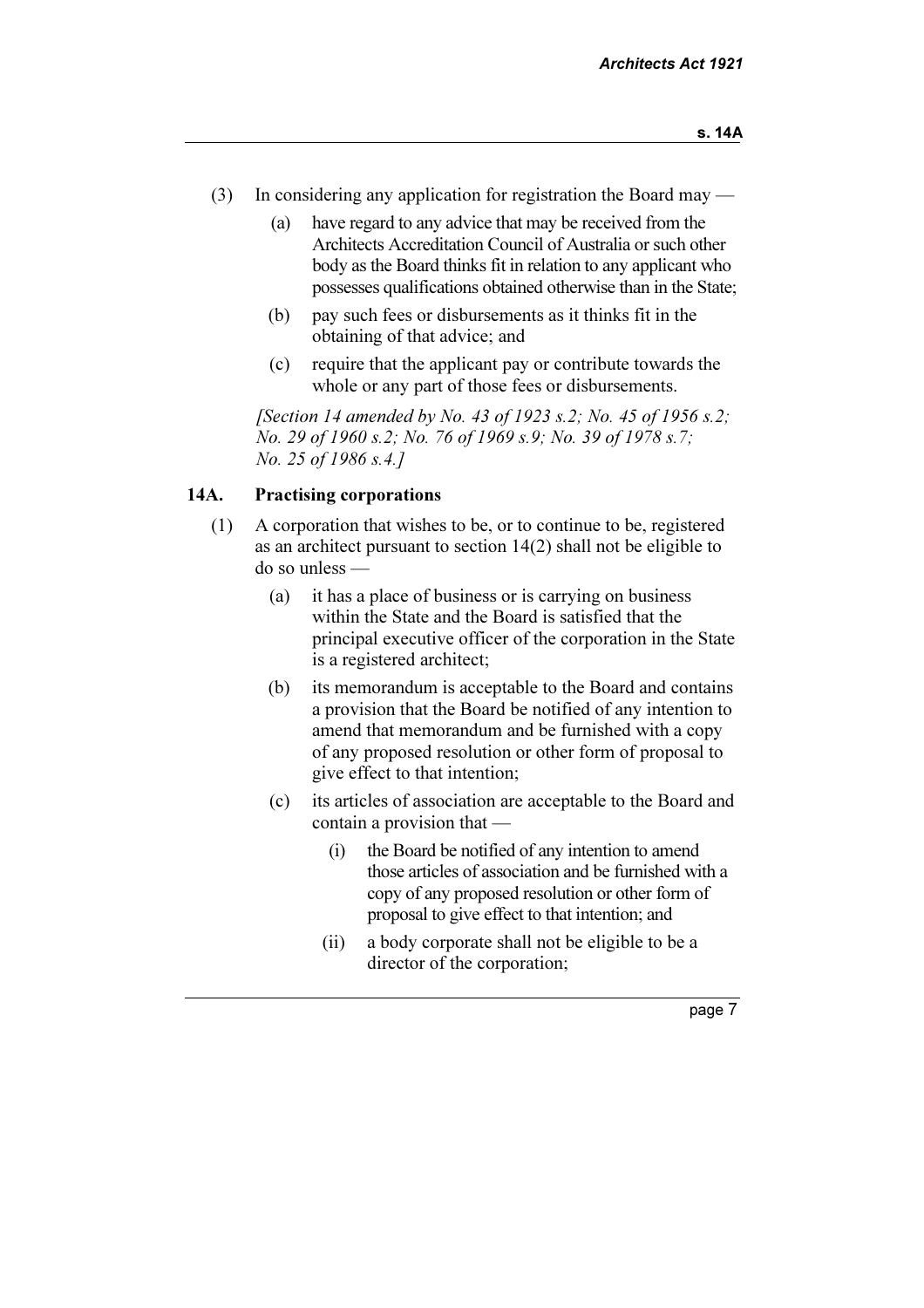(3) In considering any application for registration the Board may —

  (a) have regard to any advice that may be received from the Architects Accreditation Council of Australia or such other body as the Board thinks fit in relation to any applicant who possesses qualifications obtained otherwise than in the State;

  (b) pay such fees or disbursements as it thinks fit in the obtaining of that advice; and

  (c) require that the applicant pay or contribute towards the whole or any part of those fees or disbursements.

*[Section 14 amended by No. 43 of 1923 s.2; No. 45 of 1956 s.2; No. 29 of 1960 s.2; No. 76 of 1969 s.9; No. 39 of 1978 s.7; No. 25 of 1986 s.4.]*

### 14A. Practising corporations

(1) A corporation that wishes to be, or to continue to be, registered as an architect pursuant to section 14(2) shall not be eligible to do so unless —

  (a) it has a place of business or is carrying on business within the State and the Board is satisfied that the principal executive officer of the corporation in the State is a registered architect;

  (b) its memorandum is acceptable to the Board and contains a provision that the Board be notified of any intention to amend that memorandum and be furnished with a copy of any proposed resolution or other form of proposal to give effect to that intention;

  (c) its articles of association are acceptable to the Board and contain a provision that —

    (i) the Board be notified of any intention to amend those articles of association and be furnished with a copy of any proposed resolution or other form of proposal to give effect to that intention; and

    (ii) a body corporate shall not be eligible to be a director of the corporation;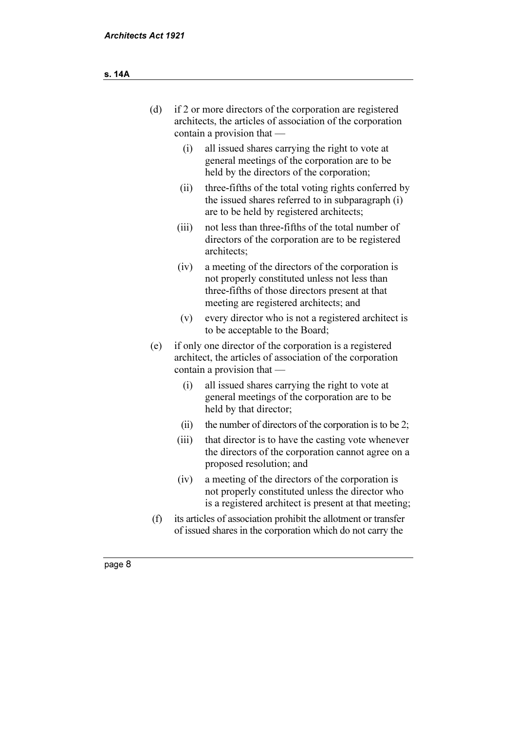(d) if 2 or more directors of the corporation are registered architects, the articles of association of the corporation contain a provision that —

  (i) all issued shares carrying the right to vote at general meetings of the corporation are to be held by the directors of the corporation;

  (ii) three-fifths of the total voting rights conferred by the issued shares referred to in subparagraph (i) are to be held by registered architects;

  (iii) not less than three-fifths of the total number of directors of the corporation are to be registered architects;

  (iv) a meeting of the directors of the corporation is not properly constituted unless not less than three-fifths of those directors present at that meeting are registered architects; and

  (v) every director who is not a registered architect is to be acceptable to the Board;

(e) if only one director of the corporation is a registered architect, the articles of association of the corporation contain a provision that —

  (i) all issued shares carrying the right to vote at general meetings of the corporation are to be held by that director;

  (ii) the number of directors of the corporation is to be 2;

  (iii) that director is to have the casting vote whenever the directors of the corporation cannot agree on a proposed resolution; and

  (iv) a meeting of the directors of the corporation is not properly constituted unless the director who is a registered architect is present at that meeting;

(f) its articles of association prohibit the allotment or transfer of issued shares in the corporation which do not carry the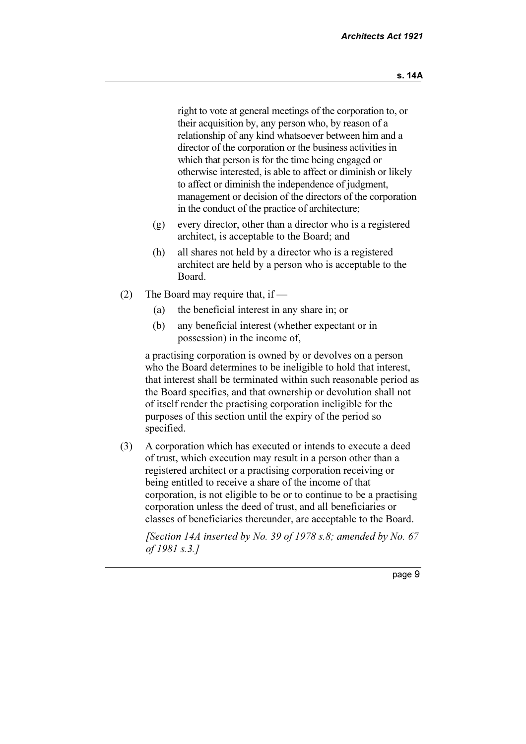right to vote at general meetings of the corporation to, or their acquisition by, any person who, by reason of a relationship of any kind whatsoever between him and a director of the corporation or the business activities in which that person is for the time being engaged or otherwise interested, is able to affect or diminish or likely to affect or diminish the independence of judgment, management or decision of the directors of the corporation in the conduct of the practice of architecture;

(g) every director, other than a director who is a registered architect, is acceptable to the Board; and

(h) all shares not held by a director who is a registered architect are held by a person who is acceptable to the Board.

(2) The Board may require that, if —

(a) the beneficial interest in any share in; or

(b) any beneficial interest (whether expectant or in possession) in the income of,

a practising corporation is owned by or devolves on a person who the Board determines to be ineligible to hold that interest, that interest shall be terminated within such reasonable period as the Board specifies, and that ownership or devolution shall not of itself render the practising corporation ineligible for the purposes of this section until the expiry of the period so specified.

(3) A corporation which has executed or intends to execute a deed of trust, which execution may result in a person other than a registered architect or a practising corporation receiving or being entitled to receive a share of the income of that corporation, is not eligible to be or to continue to be a practising corporation unless the deed of trust, and all beneficiaries or classes of beneficiaries thereunder, are acceptable to the Board.

*[Section 14A inserted by No. 39 of 1978 s.8; amended by No. 67 of 1981 s.3.]*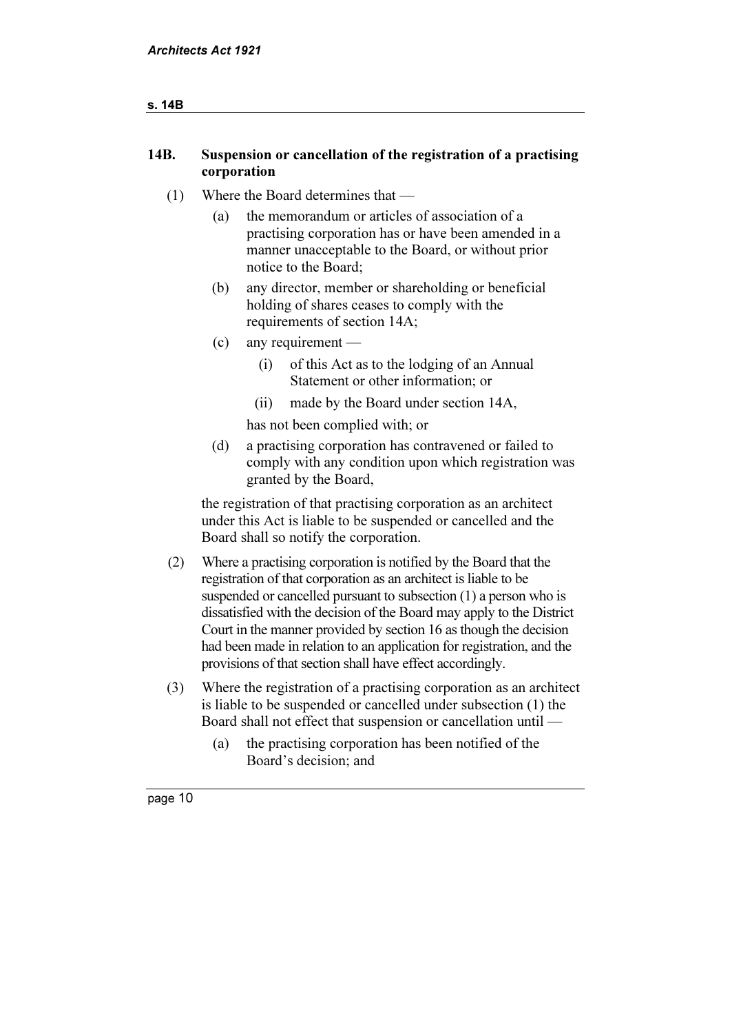## 14B. Suspension or cancellation of the registration of a practising corporation

(1) Where the Board determines that —

   (a) the memorandum or articles of association of a practising corporation has or have been amended in a manner unacceptable to the Board, or without prior notice to the Board;

   (b) any director, member or shareholding or beneficial holding of shares ceases to comply with the requirements of section 14A;

   (c) any requirement —

      (i) of this Act as to the lodging of an Annual Statement or other information; or

      (ii) made by the Board under section 14A,

   has not been complied with; or

   (d) a practising corporation has contravened or failed to comply with any condition upon which registration was granted by the Board,

the registration of that practising corporation as an architect under this Act is liable to be suspended or cancelled and the Board shall so notify the corporation.

(2) Where a practising corporation is notified by the Board that the registration of that corporation as an architect is liable to be suspended or cancelled pursuant to subsection (1) a person who is dissatisfied with the decision of the Board may apply to the District Court in the manner provided by section 16 as though the decision had been made in relation to an application for registration, and the provisions of that section shall have effect accordingly.

(3) Where the registration of a practising corporation as an architect is liable to be suspended or cancelled under subsection (1) the Board shall not effect that suspension or cancellation until —

   (a) the practising corporation has been notified of the Board's decision; and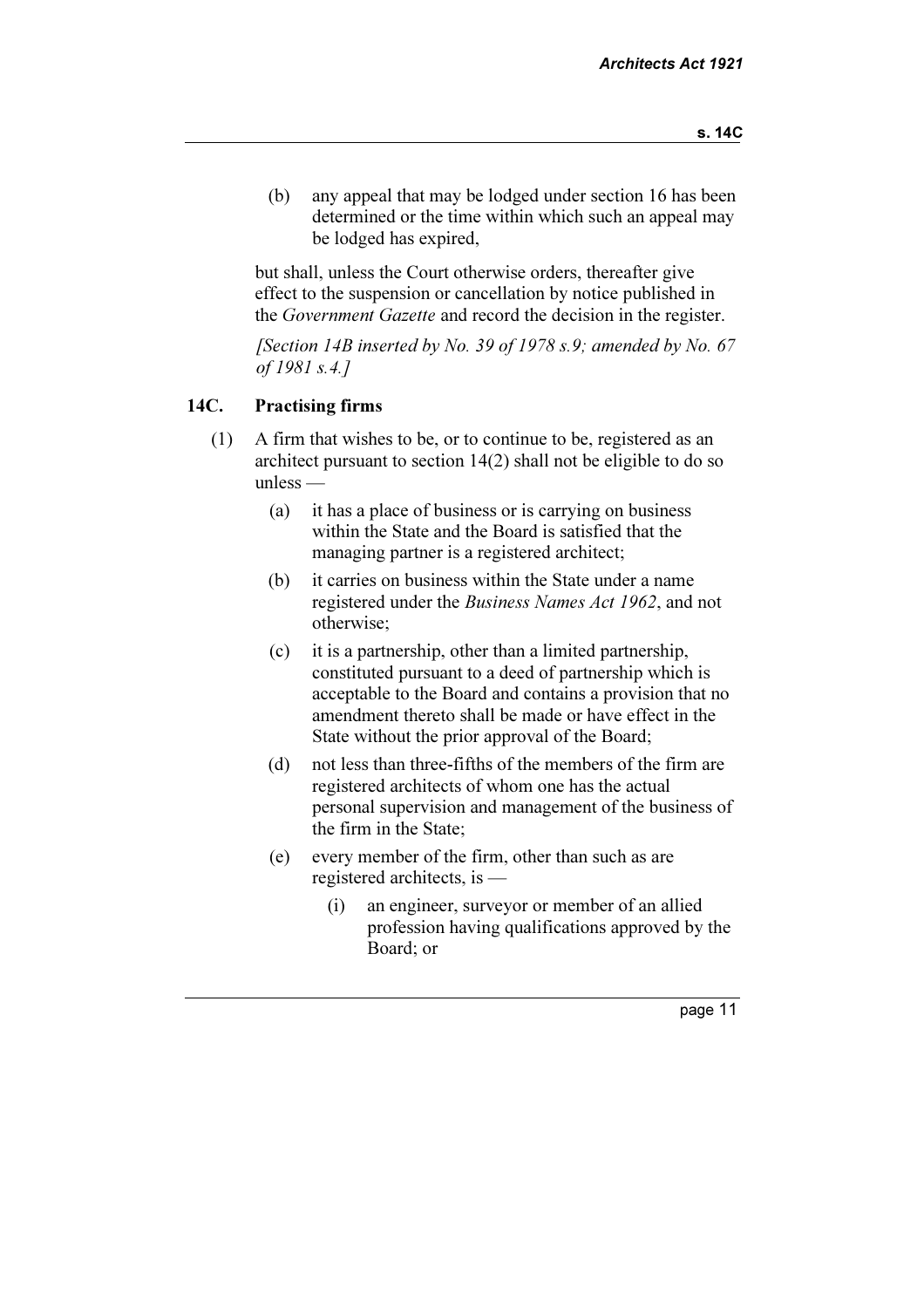(b) any appeal that may be lodged under section 16 has been determined or the time within which such an appeal may be lodged has expired,

but shall, unless the Court otherwise orders, thereafter give effect to the suspension or cancellation by notice published in the *Government Gazette* and record the decision in the register.

*[Section 14B inserted by No. 39 of 1978 s.9; amended by No. 67 of 1981 s.4.]*

## 14C. Practising firms

(1) A firm that wishes to be, or to continue to be, registered as an architect pursuant to section 14(2) shall not be eligible to do so unless —

(a) it has a place of business or is carrying on business within the State and the Board is satisfied that the managing partner is a registered architect;

(b) it carries on business within the State under a name registered under the *Business Names Act 1962*, and not otherwise;

(c) it is a partnership, other than a limited partnership, constituted pursuant to a deed of partnership which is acceptable to the Board and contains a provision that no amendment thereto shall be made or have effect in the State without the prior approval of the Board;

(d) not less than three-fifths of the members of the firm are registered architects of whom one has the actual personal supervision and management of the business of the firm in the State;

(e) every member of the firm, other than such as are registered architects, is —

(i) an engineer, surveyor or member of an allied profession having qualifications approved by the Board; or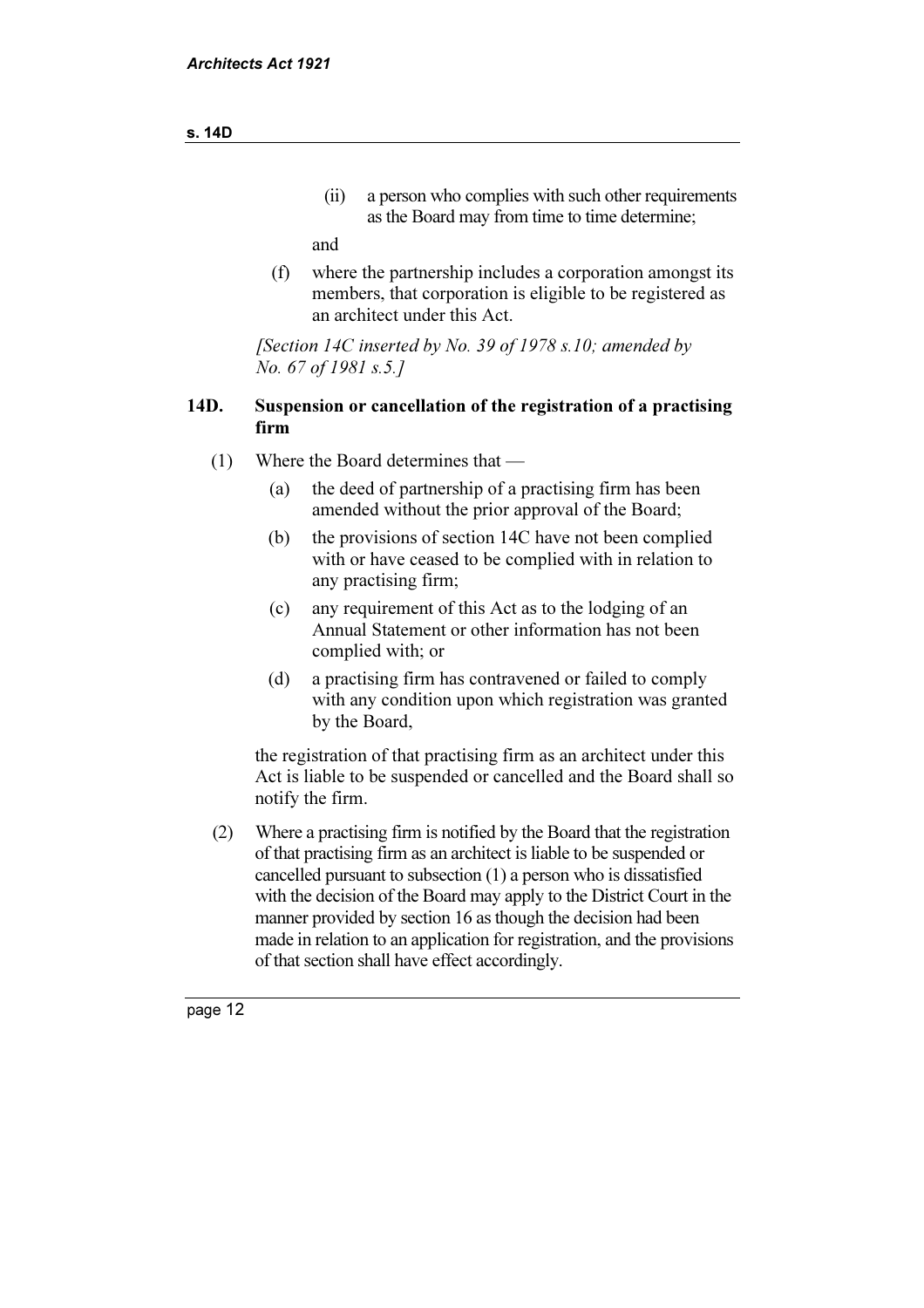(ii) a person who complies with such other requirements as the Board may from time to time determine;

and

(f) where the partnership includes a corporation amongst its members, that corporation is eligible to be registered as an architect under this Act.

*[Section 14C inserted by No. 39 of 1978 s.10; amended by No. 67 of 1981 s.5.]*

### 14D. Suspension or cancellation of the registration of a practising firm

(1) Where the Board determines that —

(a) the deed of partnership of a practising firm has been amended without the prior approval of the Board;

(b) the provisions of section 14C have not been complied with or have ceased to be complied with in relation to any practising firm;

(c) any requirement of this Act as to the lodging of an Annual Statement or other information has not been complied with; or

(d) a practising firm has contravened or failed to comply with any condition upon which registration was granted by the Board,

the registration of that practising firm as an architect under this Act is liable to be suspended or cancelled and the Board shall so notify the firm.

(2) Where a practising firm is notified by the Board that the registration of that practising firm as an architect is liable to be suspended or cancelled pursuant to subsection (1) a person who is dissatisfied with the decision of the Board may apply to the District Court in the manner provided by section 16 as though the decision had been made in relation to an application for registration, and the provisions of that section shall have effect accordingly.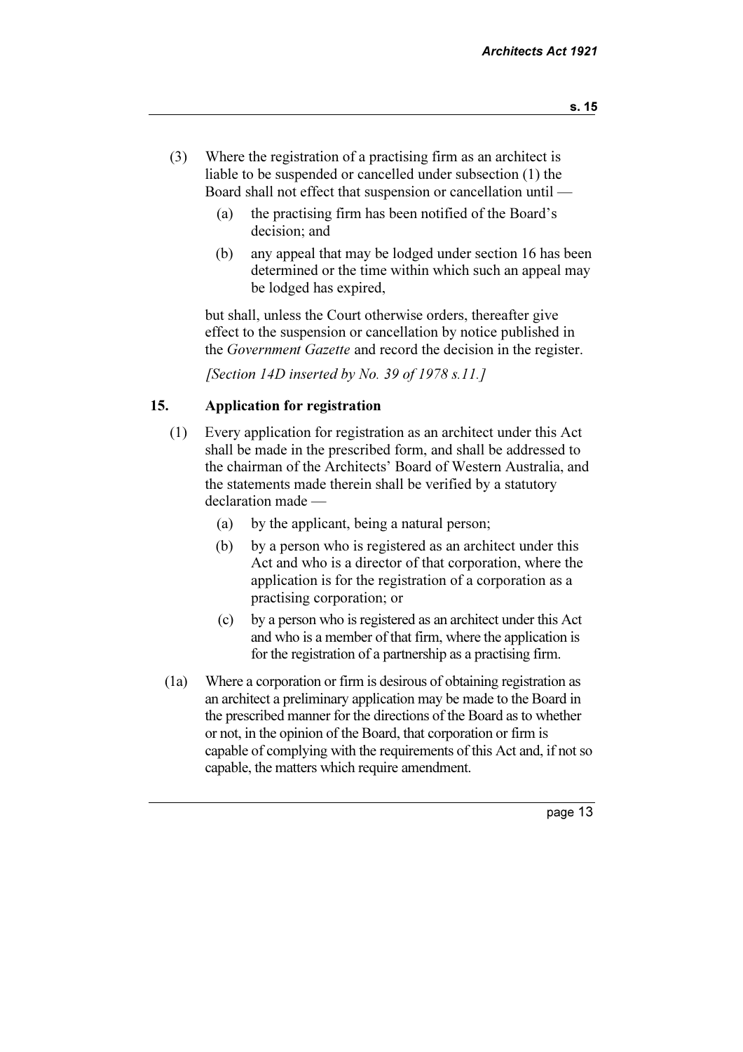(3) Where the registration of a practising firm as an architect is liable to be suspended or cancelled under subsection (1) the Board shall not effect that suspension or cancellation until —

(a) the practising firm has been notified of the Board's decision; and

(b) any appeal that may be lodged under section 16 has been determined or the time within which such an appeal may be lodged has expired,

but shall, unless the Court otherwise orders, thereafter give effect to the suspension or cancellation by notice published in the *Government Gazette* and record the decision in the register.

*[Section 14D inserted by No. 39 of 1978 s.11.]*

### 15. Application for registration

(1) Every application for registration as an architect under this Act shall be made in the prescribed form, and shall be addressed to the chairman of the Architects' Board of Western Australia, and the statements made therein shall be verified by a statutory declaration made —

(a) by the applicant, being a natural person;

(b) by a person who is registered as an architect under this Act and who is a director of that corporation, where the application is for the registration of a corporation as a practising corporation; or

(c) by a person who is registered as an architect under this Act and who is a member of that firm, where the application is for the registration of a partnership as a practising firm.

(1a) Where a corporation or firm is desirous of obtaining registration as an architect a preliminary application may be made to the Board in the prescribed manner for the directions of the Board as to whether or not, in the opinion of the Board, that corporation or firm is capable of complying with the requirements of this Act and, if not so capable, the matters which require amendment.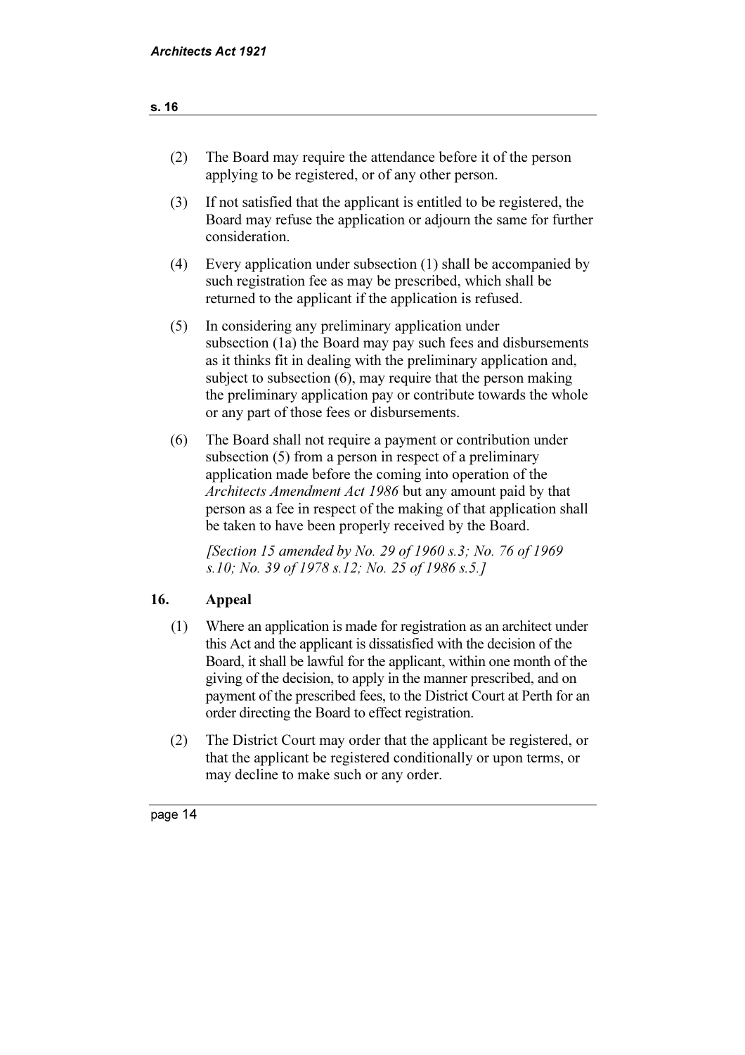(2) The Board may require the attendance before it of the person applying to be registered, or of any other person.

(3) If not satisfied that the applicant is entitled to be registered, the Board may refuse the application or adjourn the same for further consideration.

(4) Every application under subsection (1) shall be accompanied by such registration fee as may be prescribed, which shall be returned to the applicant if the application is refused.

(5) In considering any preliminary application under subsection (1a) the Board may pay such fees and disbursements as it thinks fit in dealing with the preliminary application and, subject to subsection (6), may require that the person making the preliminary application pay or contribute towards the whole or any part of those fees or disbursements.

(6) The Board shall not require a payment or contribution under subsection (5) from a person in respect of a preliminary application made before the coming into operation of the *Architects Amendment Act 1986* but any amount paid by that person as a fee in respect of the making of that application shall be taken to have been properly received by the Board.

*[Section 15 amended by No. 29 of 1960 s.3; No. 76 of 1969 s.10; No. 39 of 1978 s.12; No. 25 of 1986 s.5.]*

## 16. Appeal

(1) Where an application is made for registration as an architect under this Act and the applicant is dissatisfied with the decision of the Board, it shall be lawful for the applicant, within one month of the giving of the decision, to apply in the manner prescribed, and on payment of the prescribed fees, to the District Court at Perth for an order directing the Board to effect registration.

(2) The District Court may order that the applicant be registered, or that the applicant be registered conditionally or upon terms, or may decline to make such or any order.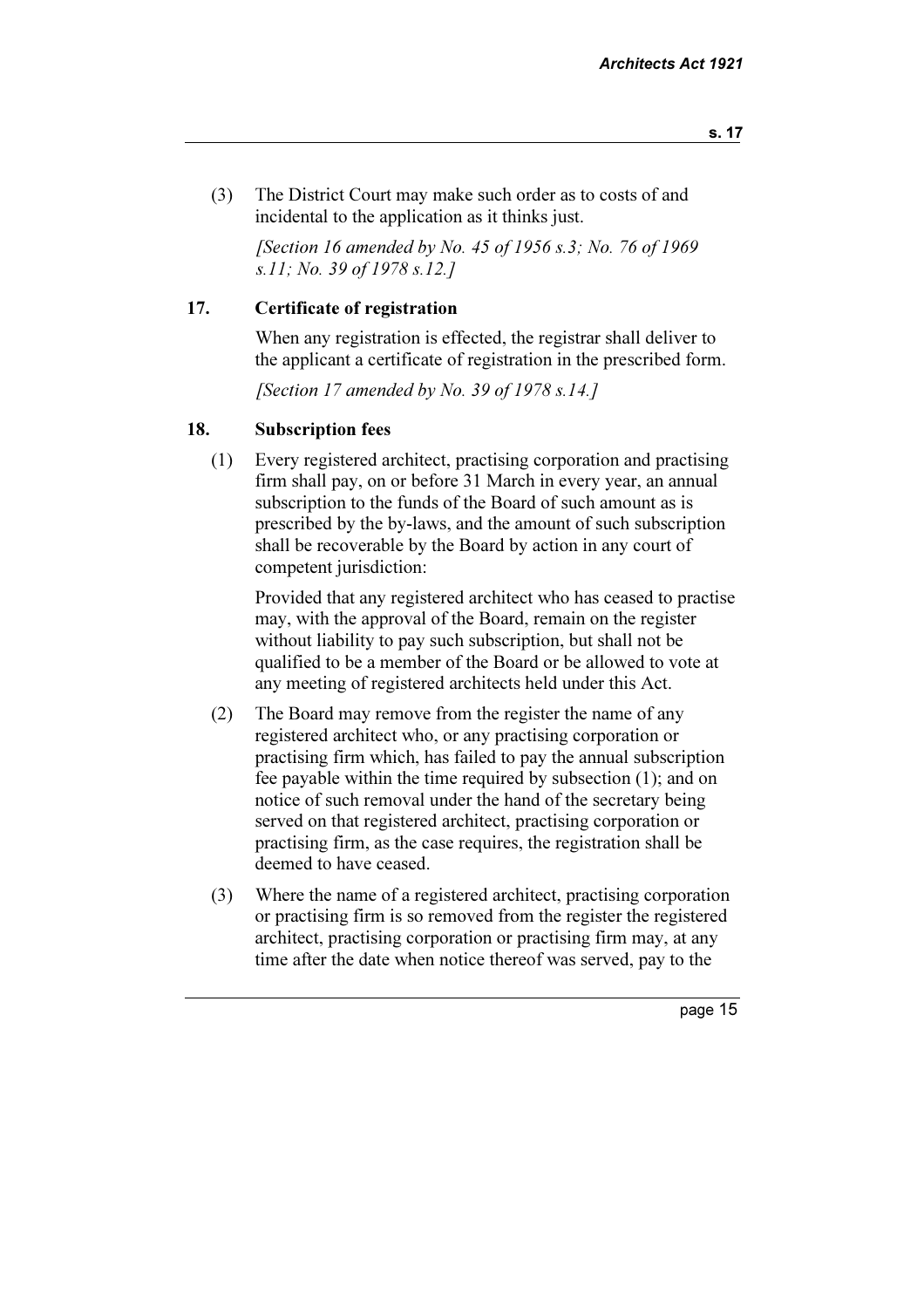(3) The District Court may make such order as to costs of and incidental to the application as it thinks just.

*[Section 16 amended by No. 45 of 1956 s.3; No. 76 of 1969 s.11; No. 39 of 1978 s.12.]*

## 17. Certificate of registration

When any registration is effected, the registrar shall deliver to the applicant a certificate of registration in the prescribed form.

*[Section 17 amended by No. 39 of 1978 s.14.]*

## 18. Subscription fees

(1) Every registered architect, practising corporation and practising firm shall pay, on or before 31 March in every year, an annual subscription to the funds of the Board of such amount as is prescribed by the by-laws, and the amount of such subscription shall be recoverable by the Board by action in any court of competent jurisdiction:

Provided that any registered architect who has ceased to practise may, with the approval of the Board, remain on the register without liability to pay such subscription, but shall not be qualified to be a member of the Board or be allowed to vote at any meeting of registered architects held under this Act.

(2) The Board may remove from the register the name of any registered architect who, or any practising corporation or practising firm which, has failed to pay the annual subscription fee payable within the time required by subsection (1); and on notice of such removal under the hand of the secretary being served on that registered architect, practising corporation or practising firm, as the case requires, the registration shall be deemed to have ceased.

(3) Where the name of a registered architect, practising corporation or practising firm is so removed from the register the registered architect, practising corporation or practising firm may, at any time after the date when notice thereof was served, pay to the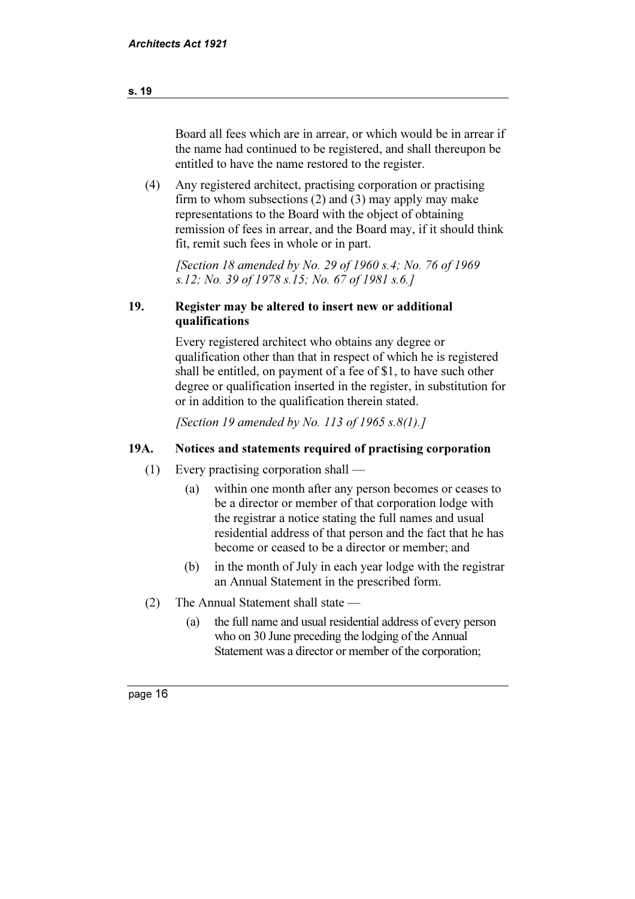Board all fees which are in arrear, or which would be in arrear if the name had continued to be registered, and shall thereupon be entitled to have the name restored to the register.

(4) Any registered architect, practising corporation or practising firm to whom subsections (2) and (3) may apply may make representations to the Board with the object of obtaining remission of fees in arrear, and the Board may, if it should think fit, remit such fees in whole or in part.

*[Section 18 amended by No. 29 of 1960 s.4; No. 76 of 1969 s.12; No. 39 of 1978 s.15; No. 67 of 1981 s.6.]*

### 19. Register may be altered to insert new or additional qualifications

Every registered architect who obtains any degree or qualification other than that in respect of which he is registered shall be entitled, on payment of a fee of $1, to have such other degree or qualification inserted in the register, in substitution for or in addition to the qualification therein stated.

*[Section 19 amended by No. 113 of 1965 s.8(1).]*

### 19A. Notices and statements required of practising corporation

(1) Every practising corporation shall —

- (a) within one month after any person becomes or ceases to be a director or member of that corporation lodge with the registrar a notice stating the full names and usual residential address of that person and the fact that he has become or ceased to be a director or member; and
- (b) in the month of July in each year lodge with the registrar an Annual Statement in the prescribed form.

(2) The Annual Statement shall state —

- (a) the full name and usual residential address of every person who on 30 June preceding the lodging of the Annual Statement was a director or member of the corporation;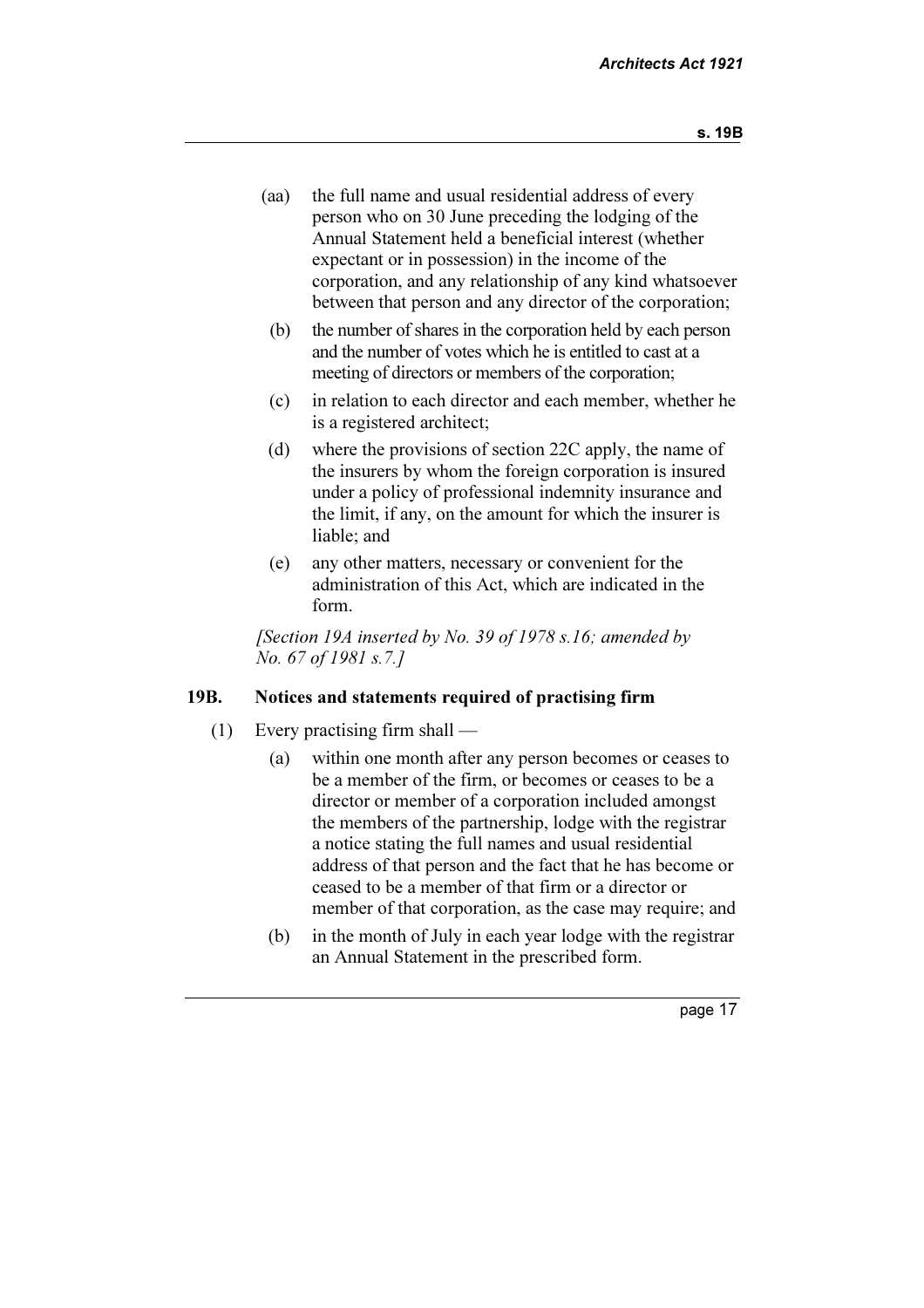(aa) the full name and usual residential address of every person who on 30 June preceding the lodging of the Annual Statement held a beneficial interest (whether expectant or in possession) in the income of the corporation, and any relationship of any kind whatsoever between that person and any director of the corporation;

(b) the number of shares in the corporation held by each person and the number of votes which he is entitled to cast at a meeting of directors or members of the corporation;

(c) in relation to each director and each member, whether he is a registered architect;

(d) where the provisions of section 22C apply, the name of the insurers by whom the foreign corporation is insured under a policy of professional indemnity insurance and the limit, if any, on the amount for which the insurer is liable; and

(e) any other matters, necessary or convenient for the administration of this Act, which are indicated in the form.

*[Section 19A inserted by No. 39 of 1978 s.16; amended by No. 67 of 1981 s.7.]*

### 19B. Notices and statements required of practising firm

(1) Every practising firm shall —

(a) within one month after any person becomes or ceases to be a member of the firm, or becomes or ceases to be a director or member of a corporation included amongst the members of the partnership, lodge with the registrar a notice stating the full names and usual residential address of that person and the fact that he has become or ceased to be a member of that firm or a director or member of that corporation, as the case may require; and

(b) in the month of July in each year lodge with the registrar an Annual Statement in the prescribed form.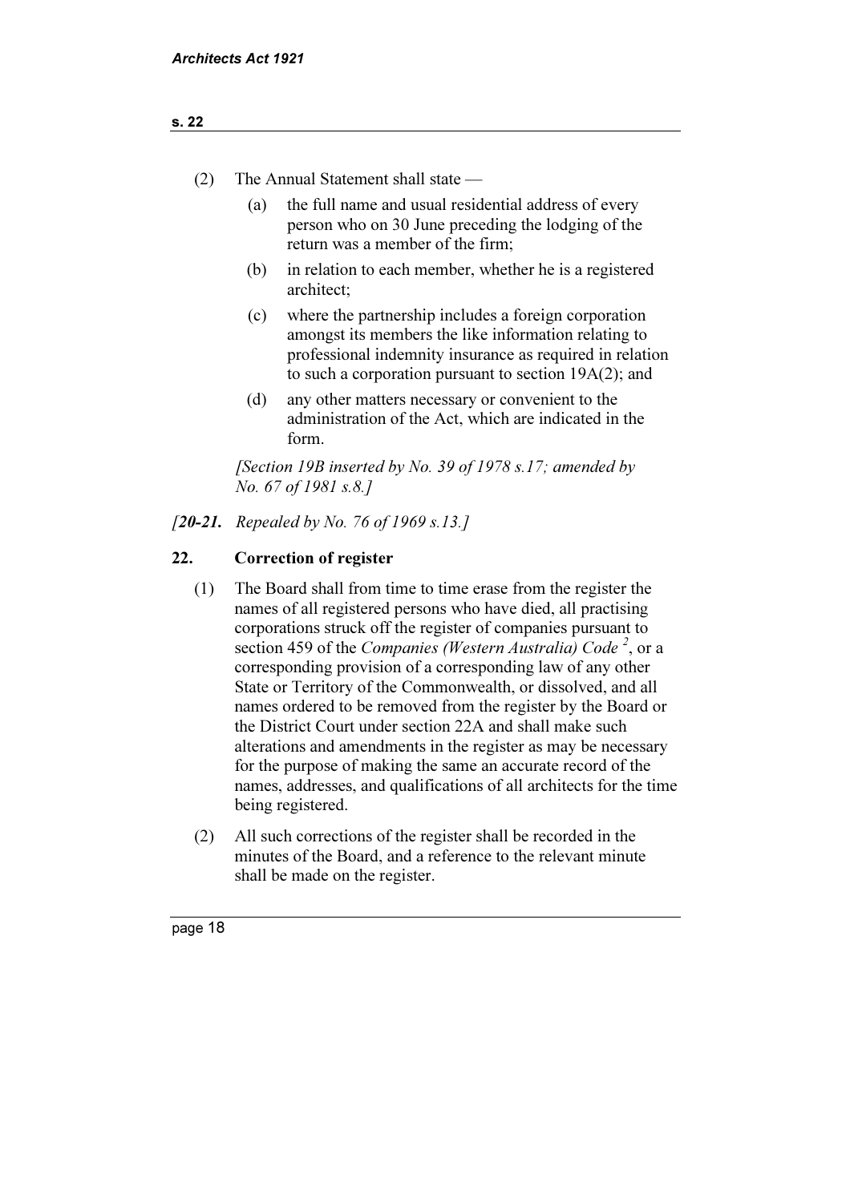(2) The Annual Statement shall state —

(a) the full name and usual residential address of every person who on 30 June preceding the lodging of the return was a member of the firm;

(b) in relation to each member, whether he is a registered architect;

(c) where the partnership includes a foreign corporation amongst its members the like information relating to professional indemnity insurance as required in relation to such a corporation pursuant to section 19A(2); and

(d) any other matters necessary or convenient to the administration of the Act, which are indicated in the form.

*[Section 19B inserted by No. 39 of 1978 s.17; amended by No. 67 of 1981 s.8.]*

*[**20-21.** Repealed by No. 76 of 1969 s.13.]*

## 22. Correction of register

(1) The Board shall from time to time erase from the register the names of all registered persons who have died, all practising corporations struck off the register of companies pursuant to section 459 of the *Companies (Western Australia) Code* [2], or a corresponding provision of a corresponding law of any other State or Territory of the Commonwealth, or dissolved, and all names ordered to be removed from the register by the Board or the District Court under section 22A and shall make such alterations and amendments in the register as may be necessary for the purpose of making the same an accurate record of the names, addresses, and qualifications of all architects for the time being registered.

(2) All such corrections of the register shall be recorded in the minutes of the Board, and a reference to the relevant minute shall be made on the register.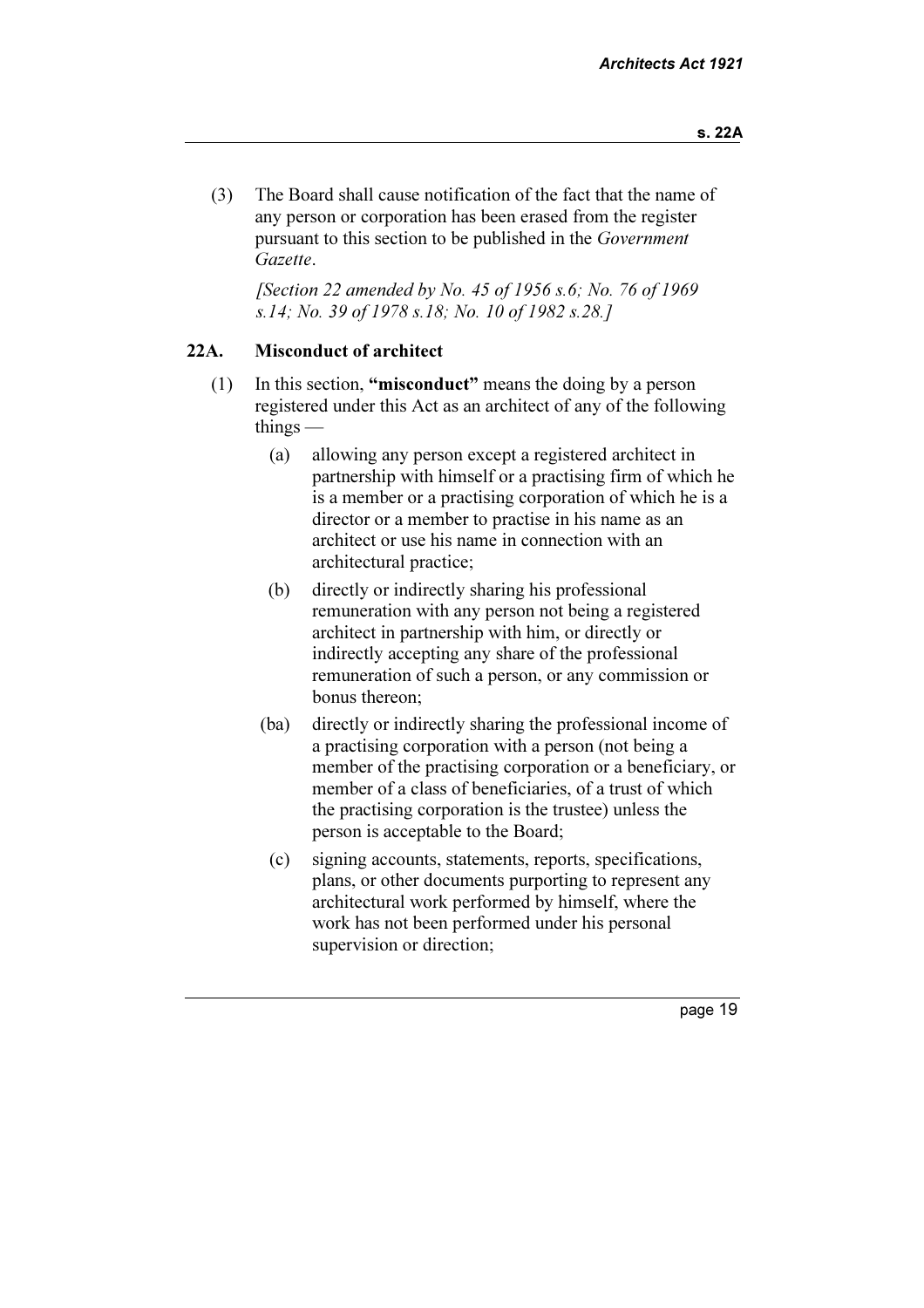(3) The Board shall cause notification of the fact that the name of any person or corporation has been erased from the register pursuant to this section to be published in the *Government Gazette*.

*[Section 22 amended by No. 45 of 1956 s.6; No. 76 of 1969 s.14; No. 39 of 1978 s.18; No. 10 of 1982 s.28.]*

## 22A. Misconduct of architect

(1) In this section, **"misconduct"** means the doing by a person registered under this Act as an architect of any of the following things —

- (a) allowing any person except a registered architect in partnership with himself or a practising firm of which he is a member or a practising corporation of which he is a director or a member to practise in his name as an architect or use his name in connection with an architectural practice;
- (b) directly or indirectly sharing his professional remuneration with any person not being a registered architect in partnership with him, or directly or indirectly accepting any share of the professional remuneration of such a person, or any commission or bonus thereon;
- (ba) directly or indirectly sharing the professional income of a practising corporation with a person (not being a member of the practising corporation or a beneficiary, or member of a class of beneficiaries, of a trust of which the practising corporation is the trustee) unless the person is acceptable to the Board;
- (c) signing accounts, statements, reports, specifications, plans, or other documents purporting to represent any architectural work performed by himself, where the work has not been performed under his personal supervision or direction;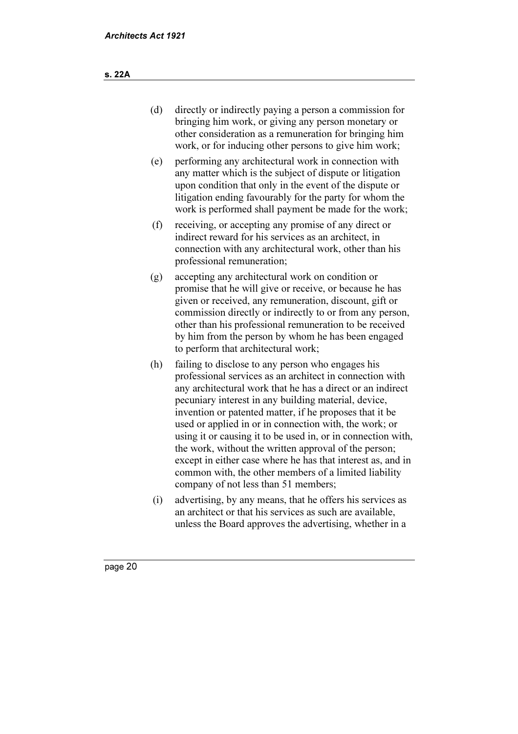(d) directly or indirectly paying a person a commission for bringing him work, or giving any person monetary or other consideration as a remuneration for bringing him work, or for inducing other persons to give him work;

(e) performing any architectural work in connection with any matter which is the subject of dispute or litigation upon condition that only in the event of the dispute or litigation ending favourably for the party for whom the work is performed shall payment be made for the work;

(f) receiving, or accepting any promise of any direct or indirect reward for his services as an architect, in connection with any architectural work, other than his professional remuneration;

(g) accepting any architectural work on condition or promise that he will give or receive, or because he has given or received, any remuneration, discount, gift or commission directly or indirectly to or from any person, other than his professional remuneration to be received by him from the person by whom he has been engaged to perform that architectural work;

(h) failing to disclose to any person who engages his professional services as an architect in connection with any architectural work that he has a direct or an indirect pecuniary interest in any building material, device, invention or patented matter, if he proposes that it be used or applied in or in connection with, the work; or using it or causing it to be used in, or in connection with, the work, without the written approval of the person; except in either case where he has that interest as, and in common with, the other members of a limited liability company of not less than 51 members;

(i) advertising, by any means, that he offers his services as an architect or that his services as such are available, unless the Board approves the advertising, whether in a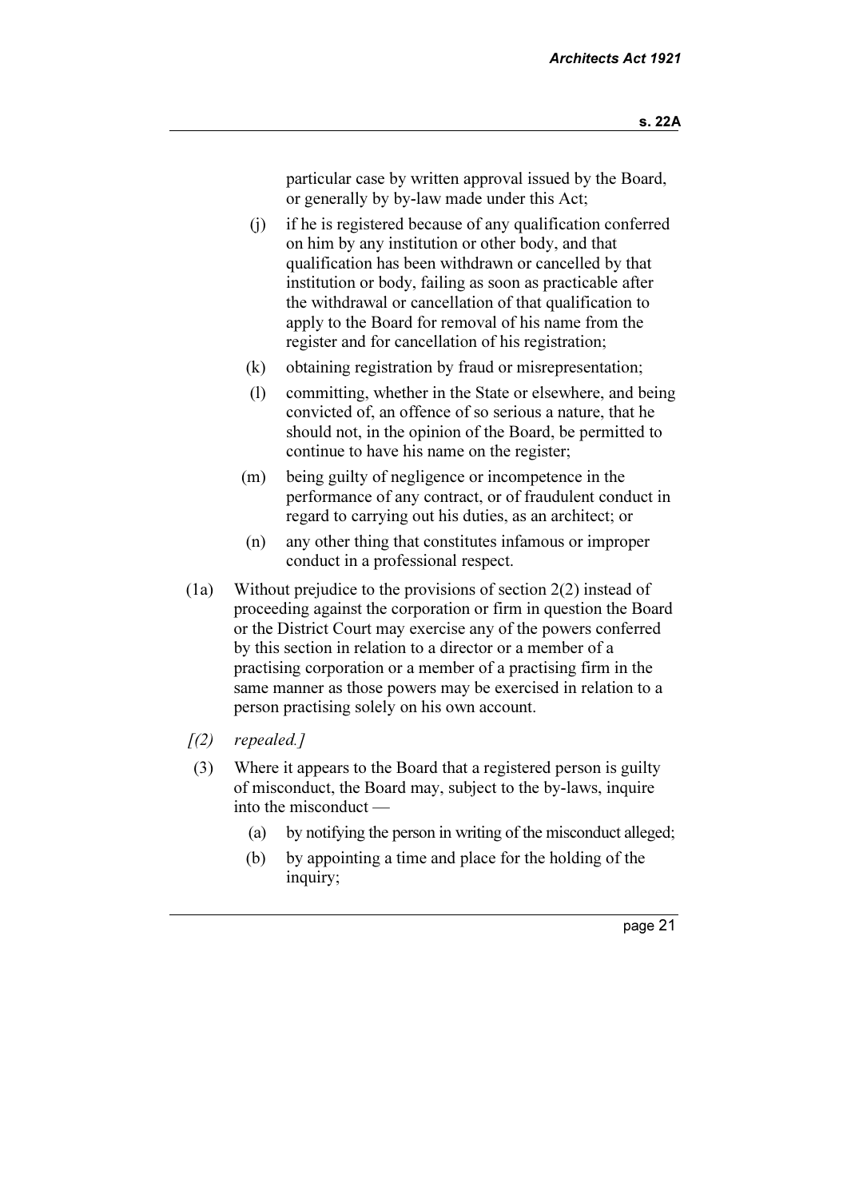particular case by written approval issued by the Board, or generally by by-law made under this Act;

(j) if he is registered because of any qualification conferred on him by any institution or other body, and that qualification has been withdrawn or cancelled by that institution or body, failing as soon as practicable after the withdrawal or cancellation of that qualification to apply to the Board for removal of his name from the register and for cancellation of his registration;

(k) obtaining registration by fraud or misrepresentation;

(l) committing, whether in the State or elsewhere, and being convicted of, an offence of so serious a nature, that he should not, in the opinion of the Board, be permitted to continue to have his name on the register;

(m) being guilty of negligence or incompetence in the performance of any contract, or of fraudulent conduct in regard to carrying out his duties, as an architect; or

(n) any other thing that constitutes infamous or improper conduct in a professional respect.

(1a) Without prejudice to the provisions of section 2(2) instead of proceeding against the corporation or firm in question the Board or the District Court may exercise any of the powers conferred by this section in relation to a director or a member of a practising corporation or a member of a practising firm in the same manner as those powers may be exercised in relation to a person practising solely on his own account.

*[(2) repealed.]*

(3) Where it appears to the Board that a registered person is guilty of misconduct, the Board may, subject to the by-laws, inquire into the misconduct —

(a) by notifying the person in writing of the misconduct alleged;

(b) by appointing a time and place for the holding of the inquiry;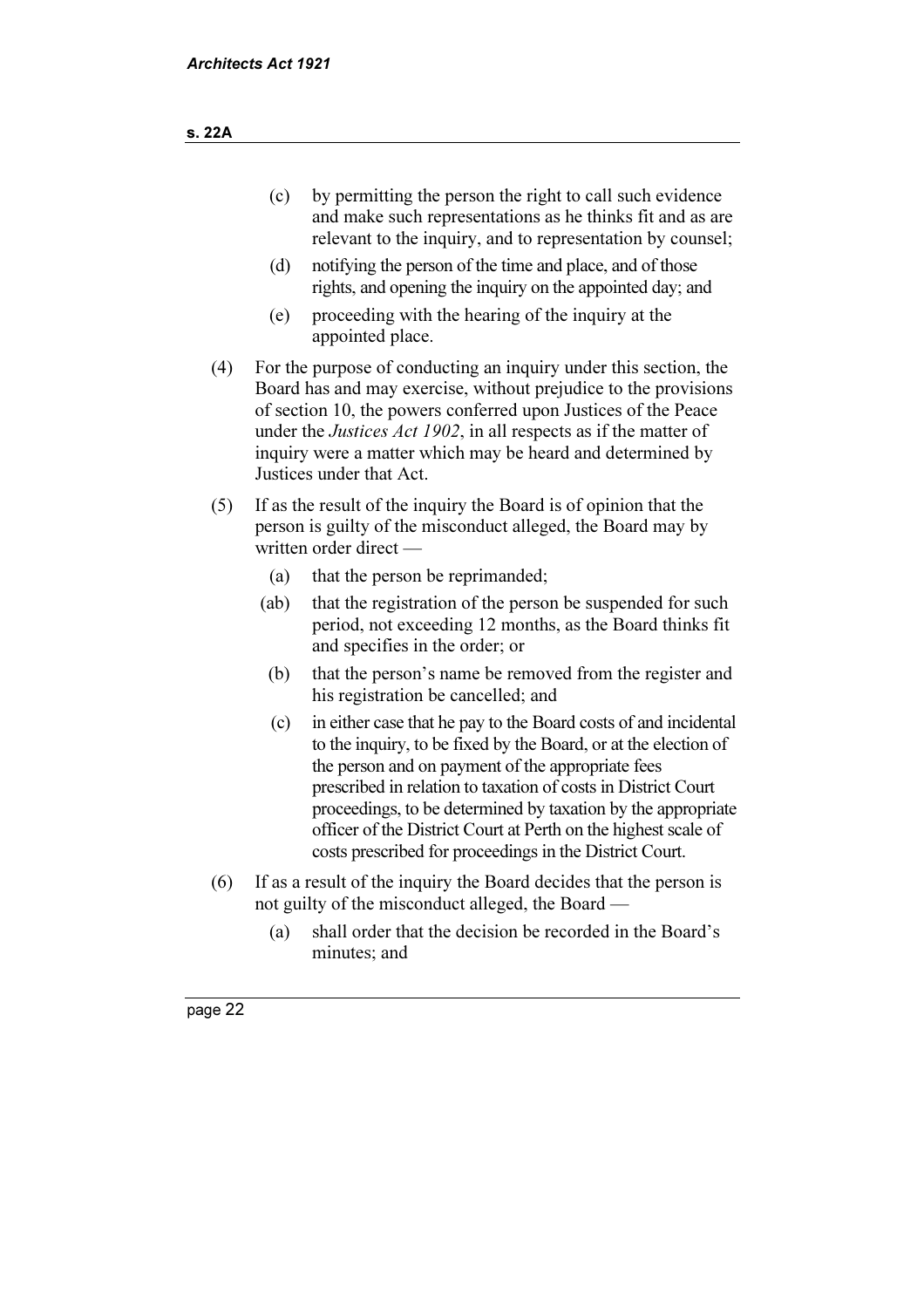(c) by permitting the person the right to call such evidence and make such representations as he thinks fit and as are relevant to the inquiry, and to representation by counsel;

(d) notifying the person of the time and place, and of those rights, and opening the inquiry on the appointed day; and

(e) proceeding with the hearing of the inquiry at the appointed place.

(4) For the purpose of conducting an inquiry under this section, the Board has and may exercise, without prejudice to the provisions of section 10, the powers conferred upon Justices of the Peace under the *Justices Act 1902*, in all respects as if the matter of inquiry were a matter which may be heard and determined by Justices under that Act.

(5) If as the result of the inquiry the Board is of opinion that the person is guilty of the misconduct alleged, the Board may by written order direct —

(a) that the person be reprimanded;

(ab) that the registration of the person be suspended for such period, not exceeding 12 months, as the Board thinks fit and specifies in the order; or

(b) that the person's name be removed from the register and his registration be cancelled; and

(c) in either case that he pay to the Board costs of and incidental to the inquiry, to be fixed by the Board, or at the election of the person and on payment of the appropriate fees prescribed in relation to taxation of costs in District Court proceedings, to be determined by taxation by the appropriate officer of the District Court at Perth on the highest scale of costs prescribed for proceedings in the District Court.

(6) If as a result of the inquiry the Board decides that the person is not guilty of the misconduct alleged, the Board —

(a) shall order that the decision be recorded in the Board's minutes; and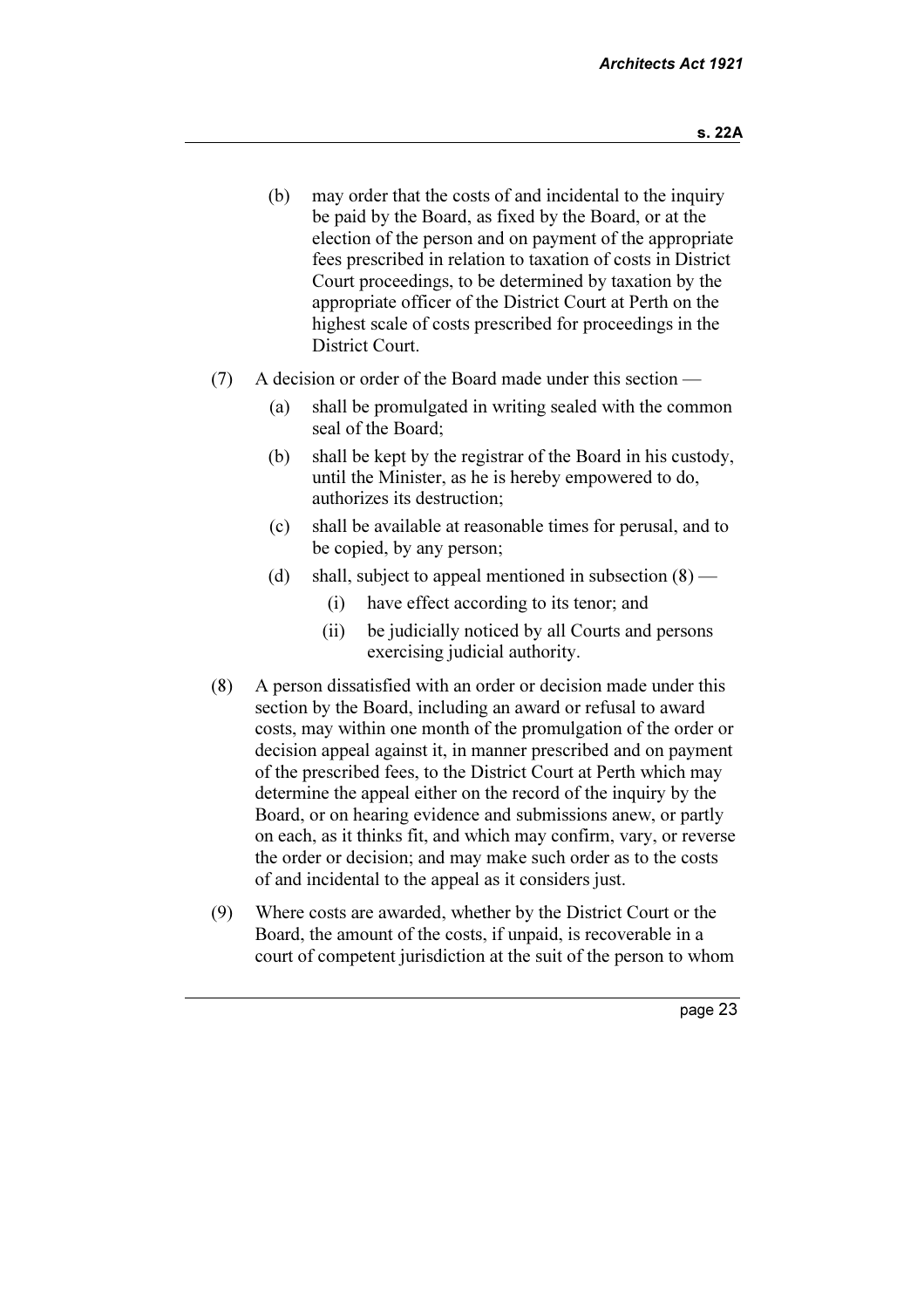(b) may order that the costs of and incidental to the inquiry be paid by the Board, as fixed by the Board, or at the election of the person and on payment of the appropriate fees prescribed in relation to taxation of costs in District Court proceedings, to be determined by taxation by the appropriate officer of the District Court at Perth on the highest scale of costs prescribed for proceedings in the District Court.

(7) A decision or order of the Board made under this section —

(a) shall be promulgated in writing sealed with the common seal of the Board;

(b) shall be kept by the registrar of the Board in his custody, until the Minister, as he is hereby empowered to do, authorizes its destruction;

(c) shall be available at reasonable times for perusal, and to be copied, by any person;

(d) shall, subject to appeal mentioned in subsection (8) —

(i) have effect according to its tenor; and

(ii) be judicially noticed by all Courts and persons exercising judicial authority.

(8) A person dissatisfied with an order or decision made under this section by the Board, including an award or refusal to award costs, may within one month of the promulgation of the order or decision appeal against it, in manner prescribed and on payment of the prescribed fees, to the District Court at Perth which may determine the appeal either on the record of the inquiry by the Board, or on hearing evidence and submissions anew, or partly on each, as it thinks fit, and which may confirm, vary, or reverse the order or decision; and may make such order as to the costs of and incidental to the appeal as it considers just.

(9) Where costs are awarded, whether by the District Court or the Board, the amount of the costs, if unpaid, is recoverable in a court of competent jurisdiction at the suit of the person to whom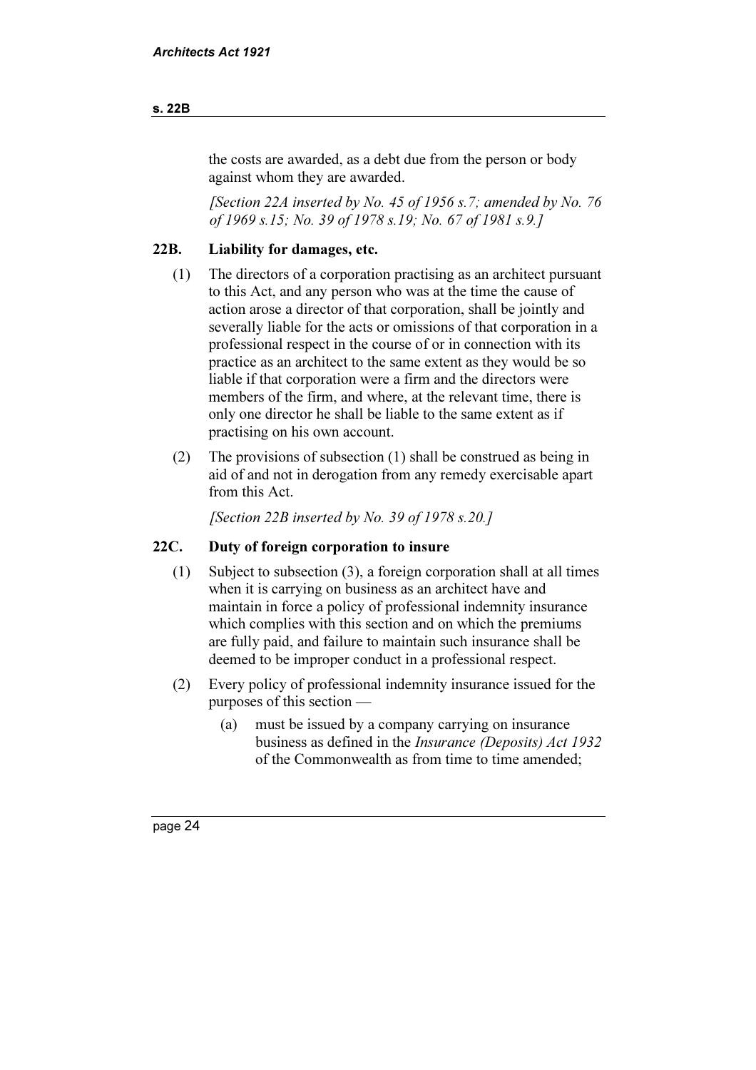the costs are awarded, as a debt due from the person or body against whom they are awarded.

*[Section 22A inserted by No. 45 of 1956 s.7; amended by No. 76 of 1969 s.15; No. 39 of 1978 s.19; No. 67 of 1981 s.9.]*

### 22B. Liability for damages, etc.

(1) The directors of a corporation practising as an architect pursuant to this Act, and any person who was at the time the cause of action arose a director of that corporation, shall be jointly and severally liable for the acts or omissions of that corporation in a professional respect in the course of or in connection with its practice as an architect to the same extent as they would be so liable if that corporation were a firm and the directors were members of the firm, and where, at the relevant time, there is only one director he shall be liable to the same extent as if practising on his own account.

(2) The provisions of subsection (1) shall be construed as being in aid of and not in derogation from any remedy exercisable apart from this Act.

*[Section 22B inserted by No. 39 of 1978 s.20.]*

### 22C. Duty of foreign corporation to insure

(1) Subject to subsection (3), a foreign corporation shall at all times when it is carrying on business as an architect have and maintain in force a policy of professional indemnity insurance which complies with this section and on which the premiums are fully paid, and failure to maintain such insurance shall be deemed to be improper conduct in a professional respect.

(2) Every policy of professional indemnity insurance issued for the purposes of this section —

(a) must be issued by a company carrying on insurance business as defined in the *Insurance (Deposits) Act 1932* of the Commonwealth as from time to time amended;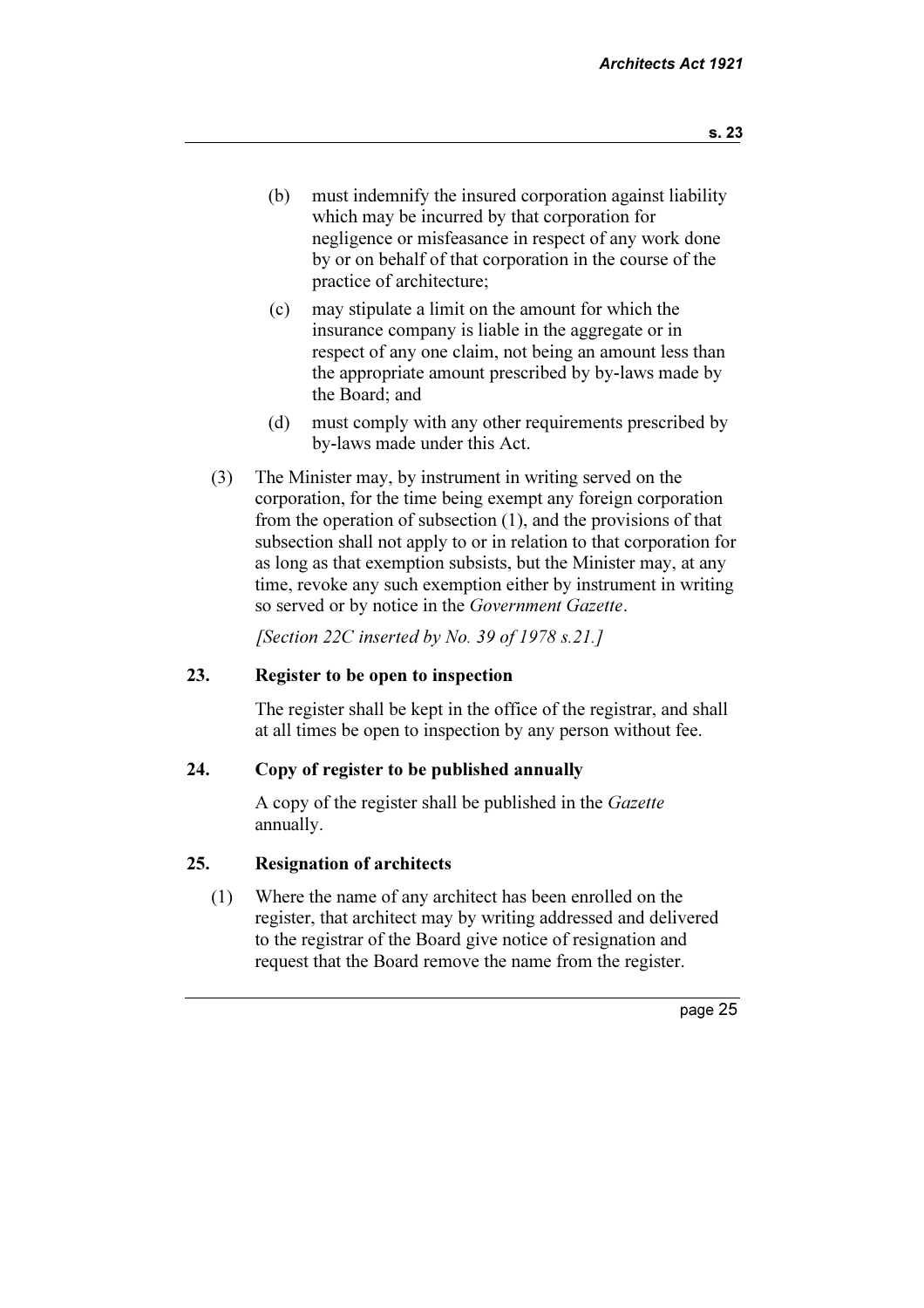(b) must indemnify the insured corporation against liability which may be incurred by that corporation for negligence or misfeasance in respect of any work done by or on behalf of that corporation in the course of the practice of architecture;

(c) may stipulate a limit on the amount for which the insurance company is liable in the aggregate or in respect of any one claim, not being an amount less than the appropriate amount prescribed by by-laws made by the Board; and

(d) must comply with any other requirements prescribed by by-laws made under this Act.

(3) The Minister may, by instrument in writing served on the corporation, for the time being exempt any foreign corporation from the operation of subsection (1), and the provisions of that subsection shall not apply to or in relation to that corporation for as long as that exemption subsists, but the Minister may, at any time, revoke any such exemption either by instrument in writing so served or by notice in the *Government Gazette*.

*[Section 22C inserted by No. 39 of 1978 s.21.]*

### 23. Register to be open to inspection

The register shall be kept in the office of the registrar, and shall at all times be open to inspection by any person without fee.

### 24. Copy of register to be published annually

A copy of the register shall be published in the *Gazette* annually.

### 25. Resignation of architects

(1) Where the name of any architect has been enrolled on the register, that architect may by writing addressed and delivered to the registrar of the Board give notice of resignation and request that the Board remove the name from the register.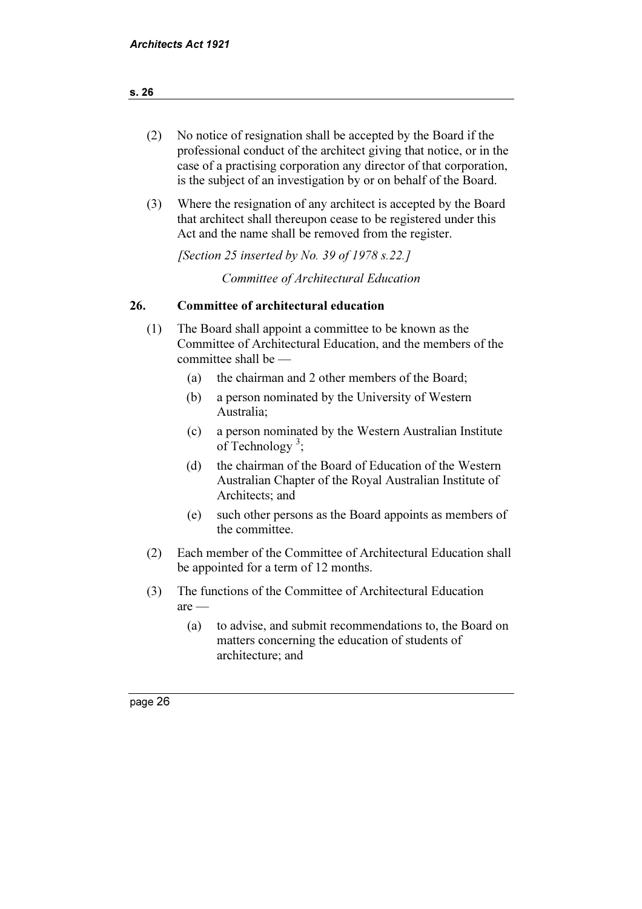(2) No notice of resignation shall be accepted by the Board if the professional conduct of the architect giving that notice, or in the case of a practising corporation any director of that corporation, is the subject of an investigation by or on behalf of the Board.

(3) Where the resignation of any architect is accepted by the Board that architect shall thereupon cease to be registered under this Act and the name shall be removed from the register.

*[Section 25 inserted by No. 39 of 1978 s.22.]*

*Committee of Architectural Education*

## 26. Committee of architectural education

(1) The Board shall appoint a committee to be known as the Committee of Architectural Education, and the members of the committee shall be —

- (a) the chairman and 2 other members of the Board;
- (b) a person nominated by the University of Western Australia;
- (c) a person nominated by the Western Australian Institute of Technology [3];
- (d) the chairman of the Board of Education of the Western Australian Chapter of the Royal Australian Institute of Architects; and
- (e) such other persons as the Board appoints as members of the committee.

(2) Each member of the Committee of Architectural Education shall be appointed for a term of 12 months.

(3) The functions of the Committee of Architectural Education are —

- (a) to advise, and submit recommendations to, the Board on matters concerning the education of students of architecture; and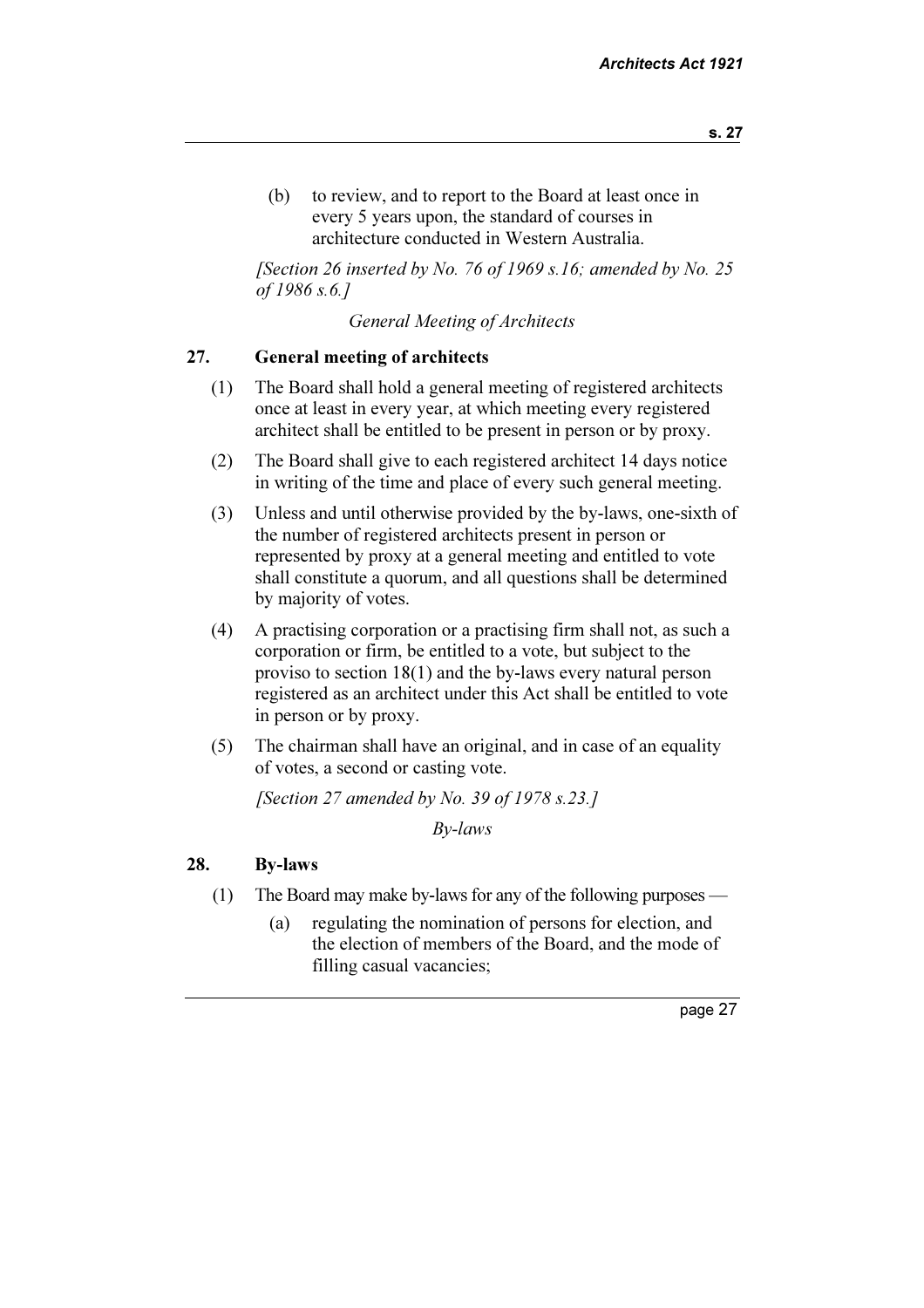(b) to review, and to report to the Board at least once in every 5 years upon, the standard of courses in architecture conducted in Western Australia.

*[Section 26 inserted by No. 76 of 1969 s.16; amended by No. 25 of 1986 s.6.]*

*General Meeting of Architects*

### 27. General meeting of architects

(1) The Board shall hold a general meeting of registered architects once at least in every year, at which meeting every registered architect shall be entitled to be present in person or by proxy.

(2) The Board shall give to each registered architect 14 days notice in writing of the time and place of every such general meeting.

(3) Unless and until otherwise provided by the by-laws, one-sixth of the number of registered architects present in person or represented by proxy at a general meeting and entitled to vote shall constitute a quorum, and all questions shall be determined by majority of votes.

(4) A practising corporation or a practising firm shall not, as such a corporation or firm, be entitled to a vote, but subject to the proviso to section 18(1) and the by-laws every natural person registered as an architect under this Act shall be entitled to vote in person or by proxy.

(5) The chairman shall have an original, and in case of an equality of votes, a second or casting vote.

*[Section 27 amended by No. 39 of 1978 s.23.]*

*By-laws*

### 28. By-laws

(1) The Board may make by-laws for any of the following purposes —

(a) regulating the nomination of persons for election, and the election of members of the Board, and the mode of filling casual vacancies;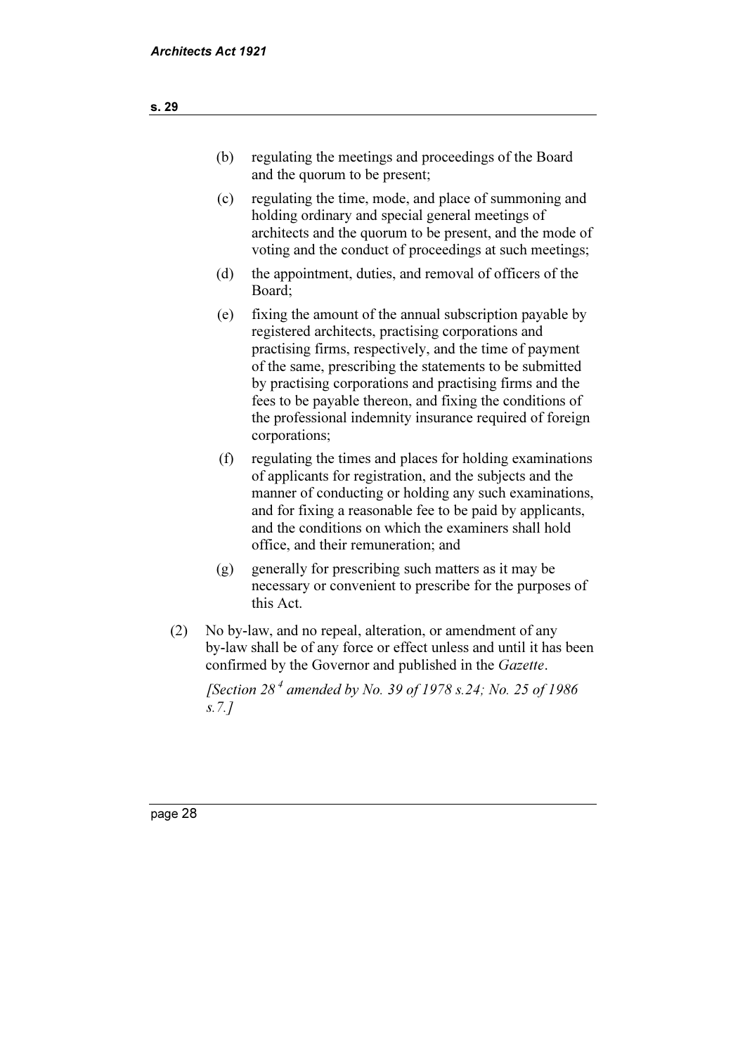(b) regulating the meetings and proceedings of the Board and the quorum to be present;

(c) regulating the time, mode, and place of summoning and holding ordinary and special general meetings of architects and the quorum to be present, and the mode of voting and the conduct of proceedings at such meetings;

(d) the appointment, duties, and removal of officers of the Board;

(e) fixing the amount of the annual subscription payable by registered architects, practising corporations and practising firms, respectively, and the time of payment of the same, prescribing the statements to be submitted by practising corporations and practising firms and the fees to be payable thereon, and fixing the conditions of the professional indemnity insurance required of foreign corporations;

(f) regulating the times and places for holding examinations of applicants for registration, and the subjects and the manner of conducting or holding any such examinations, and for fixing a reasonable fee to be paid by applicants, and the conditions on which the examiners shall hold office, and their remuneration; and

(g) generally for prescribing such matters as it may be necessary or convenient to prescribe for the purposes of this Act.

(2) No by-law, and no repeal, alteration, or amendment of any by-law shall be of any force or effect unless and until it has been confirmed by the Governor and published in the *Gazette*.

*[Section 28 [4] amended by No. 39 of 1978 s.24; No. 25 of 1986 s.7.]*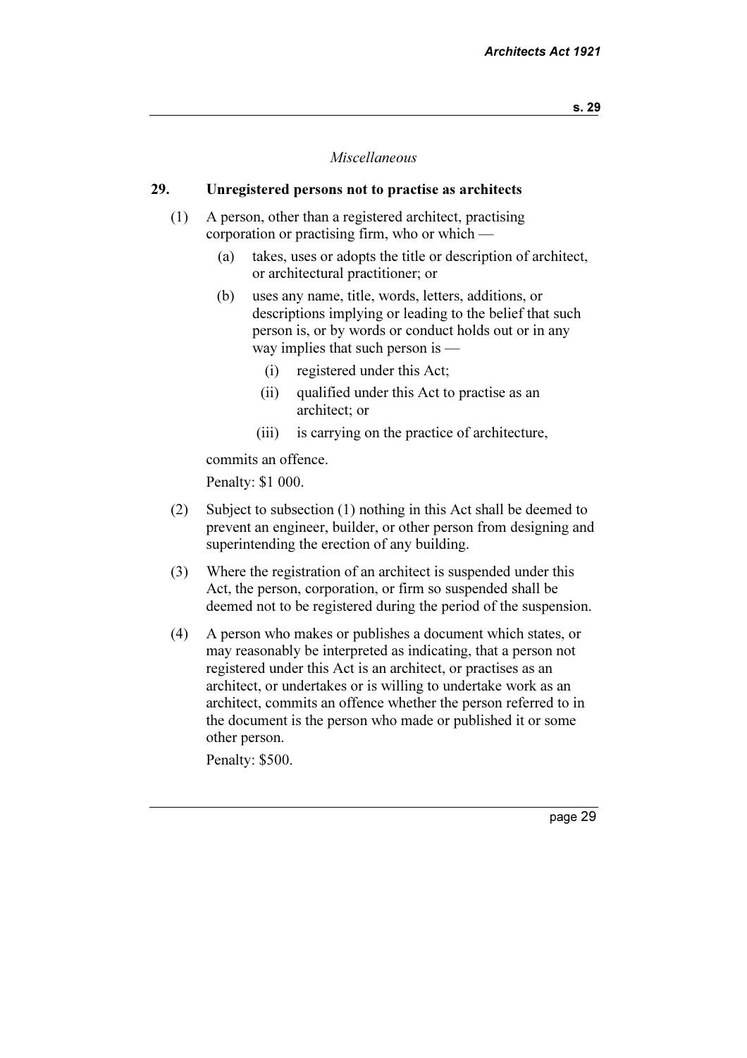*Miscellaneous*

**29. Unregistered persons not to practise as architects**

(1) A person, other than a registered architect, practising corporation or practising firm, who or which —

- (a) takes, uses or adopts the title or description of architect, or architectural practitioner; or
- (b) uses any name, title, words, letters, additions, or descriptions implying or leading to the belief that such person is, or by words or conduct holds out or in any way implies that such person is —
  - (i) registered under this Act;
  - (ii) qualified under this Act to practise as an architect; or
  - (iii) is carrying on the practice of architecture,

commits an offence.

Penalty: $1 000.

(2) Subject to subsection (1) nothing in this Act shall be deemed to prevent an engineer, builder, or other person from designing and superintending the erection of any building.

(3) Where the registration of an architect is suspended under this Act, the person, corporation, or firm so suspended shall be deemed not to be registered during the period of the suspension.

(4) A person who makes or publishes a document which states, or may reasonably be interpreted as indicating, that a person not registered under this Act is an architect, or practises as an architect, or undertakes or is willing to undertake work as an architect, commits an offence whether the person referred to in the document is the person who made or published it or some other person.

Penalty: $500.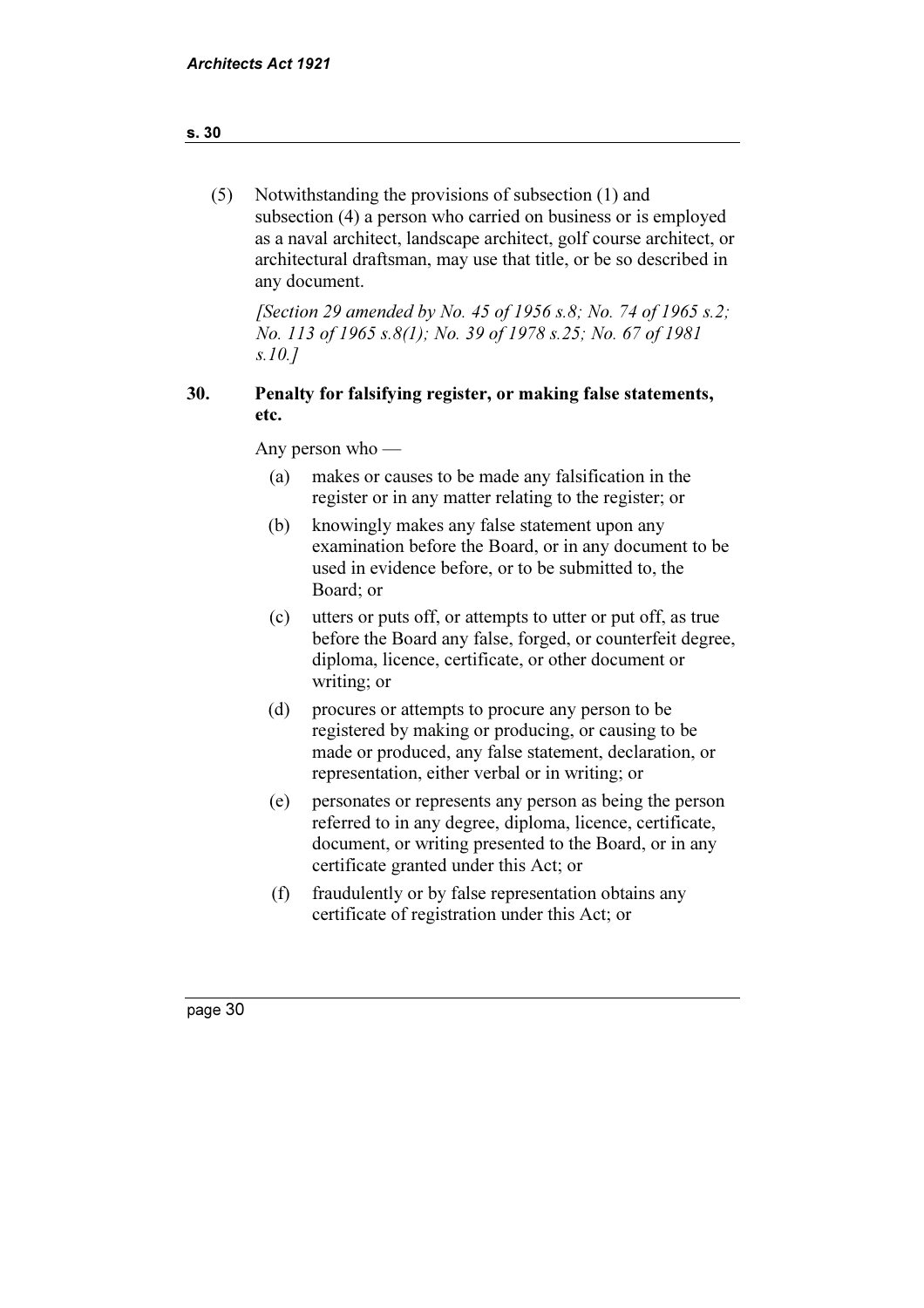(5) Notwithstanding the provisions of subsection (1) and subsection (4) a person who carried on business or is employed as a naval architect, landscape architect, golf course architect, or architectural draftsman, may use that title, or be so described in any document.

*[Section 29 amended by No. 45 of 1956 s.8; No. 74 of 1965 s.2; No. 113 of 1965 s.8(1); No. 39 of 1978 s.25; No. 67 of 1981 s.10.]*

## 30. Penalty for falsifying register, or making false statements, etc.

Any person who —

(a) makes or causes to be made any falsification in the register or in any matter relating to the register; or

(b) knowingly makes any false statement upon any examination before the Board, or in any document to be used in evidence before, or to be submitted to, the Board; or

(c) utters or puts off, or attempts to utter or put off, as true before the Board any false, forged, or counterfeit degree, diploma, licence, certificate, or other document or writing; or

(d) procures or attempts to procure any person to be registered by making or producing, or causing to be made or produced, any false statement, declaration, or representation, either verbal or in writing; or

(e) personates or represents any person as being the person referred to in any degree, diploma, licence, certificate, document, or writing presented to the Board, or in any certificate granted under this Act; or

(f) fraudulently or by false representation obtains any certificate of registration under this Act; or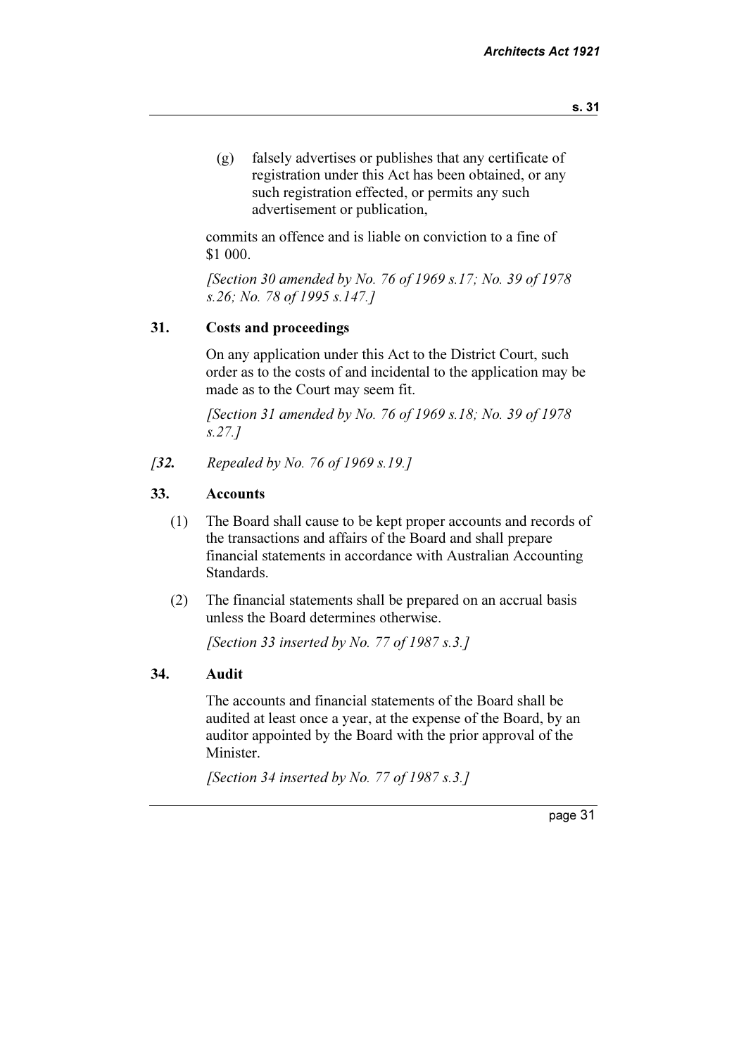(g) falsely advertises or publishes that any certificate of registration under this Act has been obtained, or any such registration effected, or permits any such advertisement or publication,

commits an offence and is liable on conviction to a fine of $1 000.

*[Section 30 amended by No. 76 of 1969 s.17; No. 39 of 1978 s.26; No. 78 of 1995 s.147.]*

### 31. Costs and proceedings

On any application under this Act to the District Court, such order as to the costs of and incidental to the application may be made as to the Court may seem fit.

*[Section 31 amended by No. 76 of 1969 s.18; No. 39 of 1978 s.27.]*

*[**32.** Repealed by No. 76 of 1969 s.19.]*

### 33. Accounts

(1) The Board shall cause to be kept proper accounts and records of the transactions and affairs of the Board and shall prepare financial statements in accordance with Australian Accounting Standards.

(2) The financial statements shall be prepared on an accrual basis unless the Board determines otherwise.

*[Section 33 inserted by No. 77 of 1987 s.3.]*

### 34. Audit

The accounts and financial statements of the Board shall be audited at least once a year, at the expense of the Board, by an auditor appointed by the Board with the prior approval of the Minister.

*[Section 34 inserted by No. 77 of 1987 s.3.]*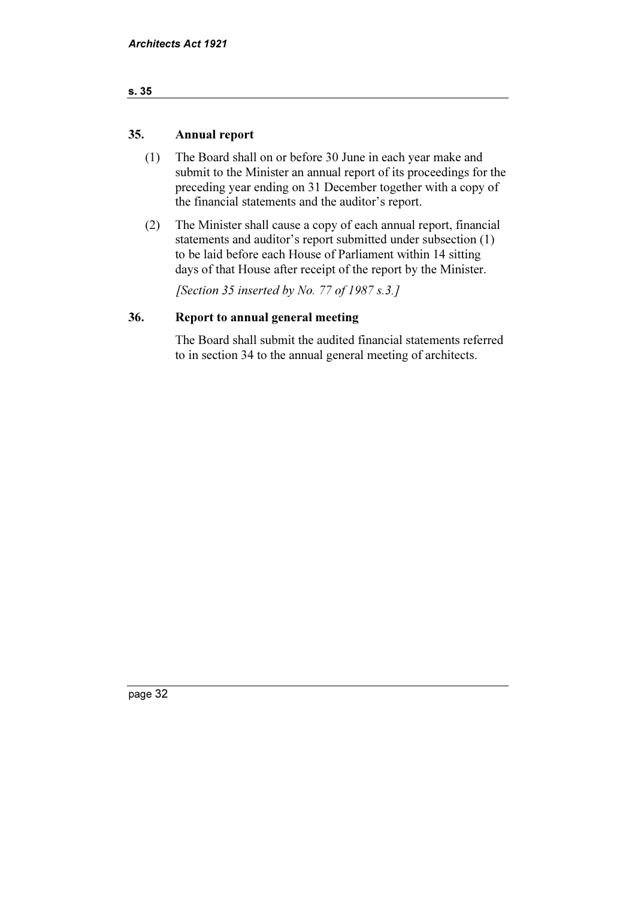## 35. Annual report

(1) The Board shall on or before 30 June in each year make and submit to the Minister an annual report of its proceedings for the preceding year ending on 31 December together with a copy of the financial statements and the auditor's report.

(2) The Minister shall cause a copy of each annual report, financial statements and auditor's report submitted under subsection (1) to be laid before each House of Parliament within 14 sitting days of that House after receipt of the report by the Minister.

*[Section 35 inserted by No. 77 of 1987 s.3.]*

## 36. Report to annual general meeting

The Board shall submit the audited financial statements referred to in section 34 to the annual general meeting of architects.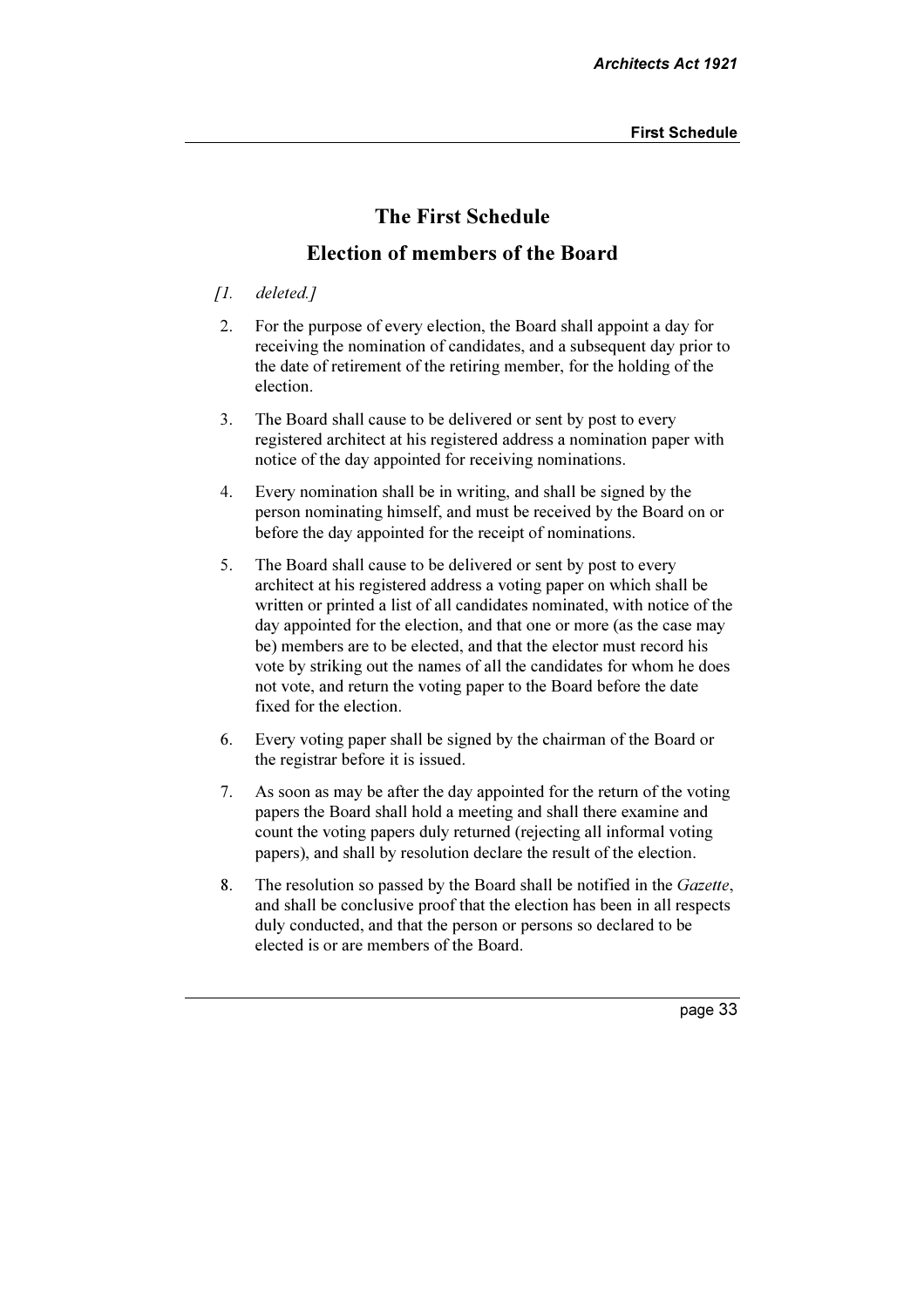# The First Schedule

## Election of members of the Board

[1. *deleted.*]

2. For the purpose of every election, the Board shall appoint a day for receiving the nomination of candidates, and a subsequent day prior to the date of retirement of the retiring member, for the holding of the election.

3. The Board shall cause to be delivered or sent by post to every registered architect at his registered address a nomination paper with notice of the day appointed for receiving nominations.

4. Every nomination shall be in writing, and shall be signed by the person nominating himself, and must be received by the Board on or before the day appointed for the receipt of nominations.

5. The Board shall cause to be delivered or sent by post to every architect at his registered address a voting paper on which shall be written or printed a list of all candidates nominated, with notice of the day appointed for the election, and that one or more (as the case may be) members are to be elected, and that the elector must record his vote by striking out the names of all the candidates for whom he does not vote, and return the voting paper to the Board before the date fixed for the election.

6. Every voting paper shall be signed by the chairman of the Board or the registrar before it is issued.

7. As soon as may be after the day appointed for the return of the voting papers the Board shall hold a meeting and shall there examine and count the voting papers duly returned (rejecting all informal voting papers), and shall by resolution declare the result of the election.

8. The resolution so passed by the Board shall be notified in the *Gazette*, and shall be conclusive proof that the election has been in all respects duly conducted, and that the person or persons so declared to be elected is or are members of the Board.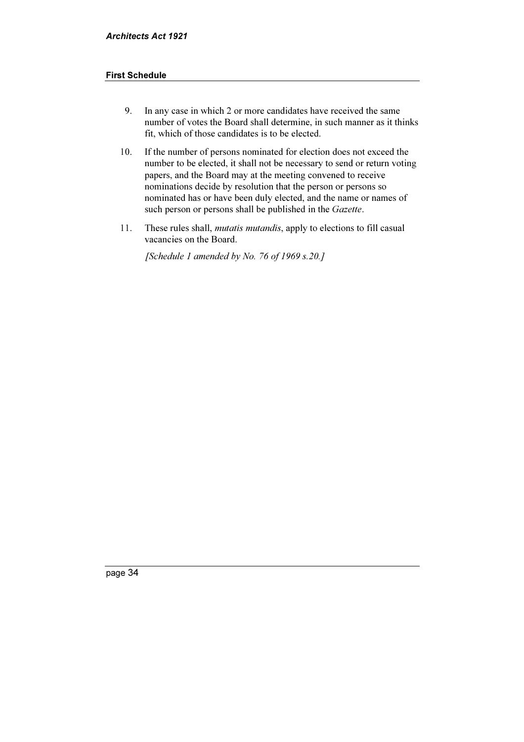9. In any case in which 2 or more candidates have received the same number of votes the Board shall determine, in such manner as it thinks fit, which of those candidates is to be elected.

10. If the number of persons nominated for election does not exceed the number to be elected, it shall not be necessary to send or return voting papers, and the Board may at the meeting convened to receive nominations decide by resolution that the person or persons so nominated has or have been duly elected, and the name or names of such person or persons shall be published in the *Gazette*.

11. These rules shall, *mutatis mutandis*, apply to elections to fill casual vacancies on the Board.

*[Schedule 1 amended by No. 76 of 1969 s.20.]*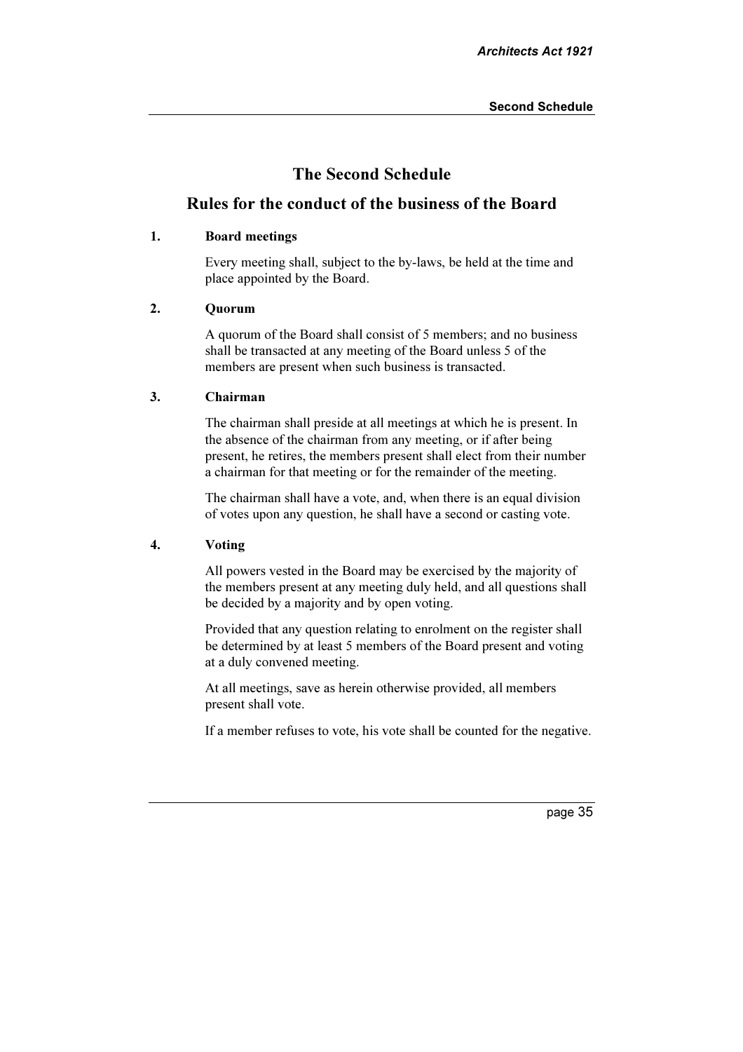# The Second Schedule

## Rules for the conduct of the business of the Board

### 1. Board meetings

Every meeting shall, subject to the by-laws, be held at the time and place appointed by the Board.

### 2. Quorum

A quorum of the Board shall consist of 5 members; and no business shall be transacted at any meeting of the Board unless 5 of the members are present when such business is transacted.

### 3. Chairman

The chairman shall preside at all meetings at which he is present. In the absence of the chairman from any meeting, or if after being present, he retires, the members present shall elect from their number a chairman for that meeting or for the remainder of the meeting.

The chairman shall have a vote, and, when there is an equal division of votes upon any question, he shall have a second or casting vote.

### 4. Voting

All powers vested in the Board may be exercised by the majority of the members present at any meeting duly held, and all questions shall be decided by a majority and by open voting.

Provided that any question relating to enrolment on the register shall be determined by at least 5 members of the Board present and voting at a duly convened meeting.

At all meetings, save as herein otherwise provided, all members present shall vote.

If a member refuses to vote, his vote shall be counted for the negative.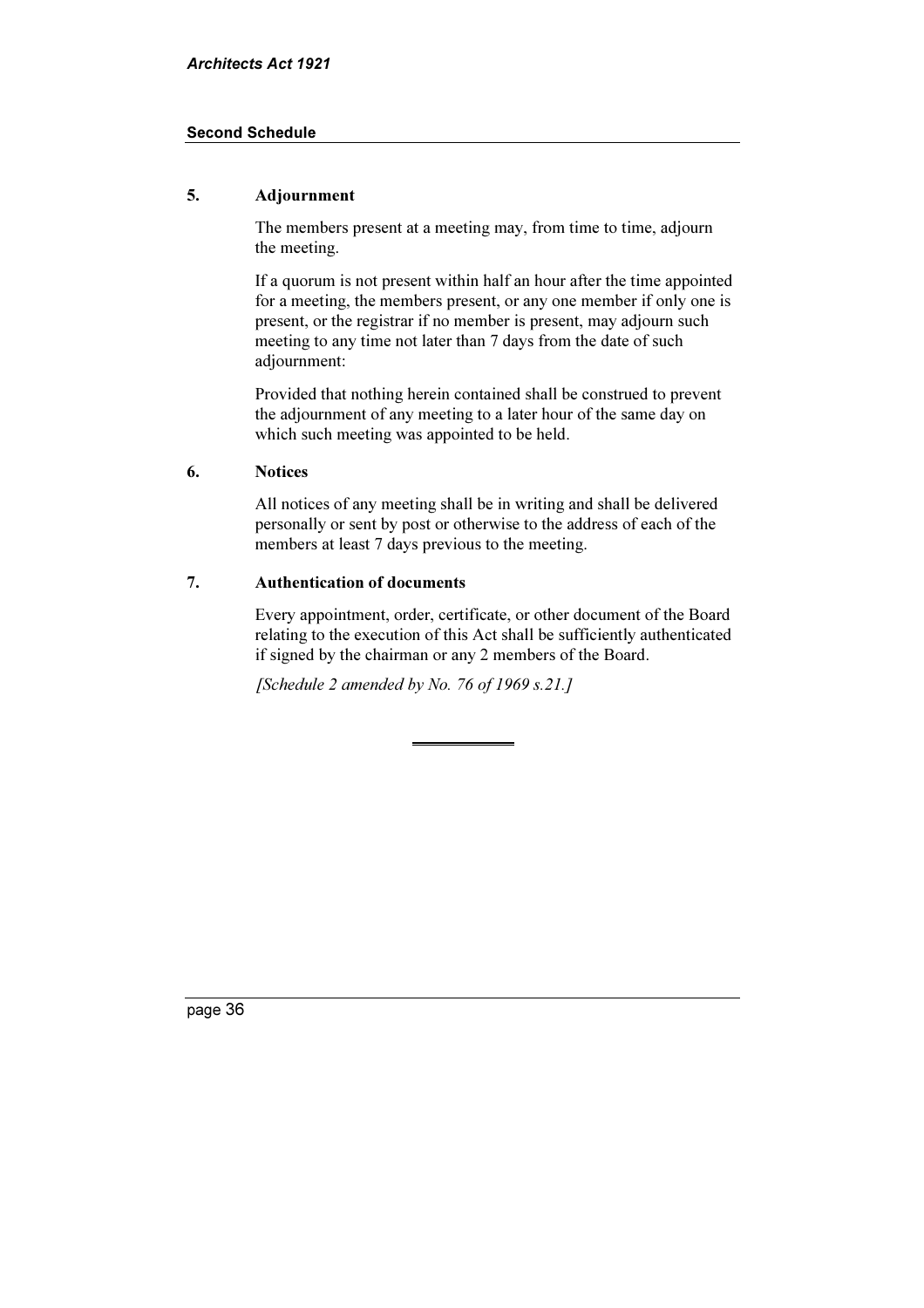## 5. Adjournment

The members present at a meeting may, from time to time, adjourn the meeting.

If a quorum is not present within half an hour after the time appointed for a meeting, the members present, or any one member if only one is present, or the registrar if no member is present, may adjourn such meeting to any time not later than 7 days from the date of such adjournment:

Provided that nothing herein contained shall be construed to prevent the adjournment of any meeting to a later hour of the same day on which such meeting was appointed to be held.

## 6. Notices

All notices of any meeting shall be in writing and shall be delivered personally or sent by post or otherwise to the address of each of the members at least 7 days previous to the meeting.

## 7. Authentication of documents

Every appointment, order, certificate, or other document of the Board relating to the execution of this Act shall be sufficiently authenticated if signed by the chairman or any 2 members of the Board.

*[Schedule 2 amended by No. 76 of 1969 s.21.]*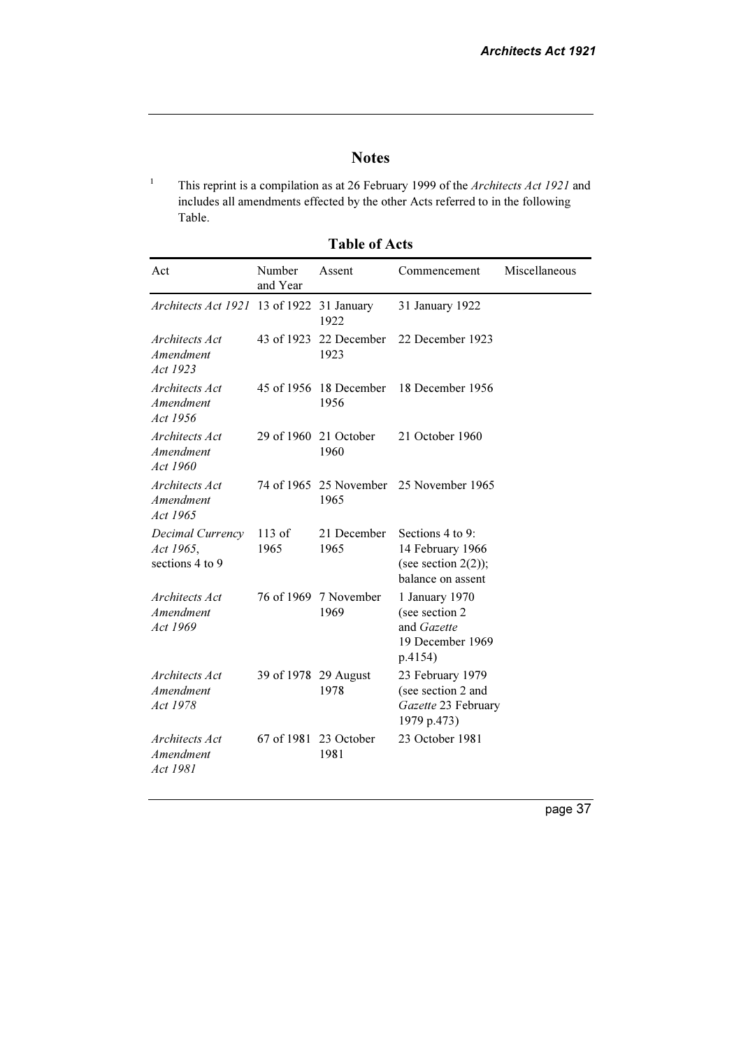## Notes

[1] This reprint is a compilation as at 26 February 1999 of the *Architects Act 1921* and includes all amendments effected by the other Acts referred to in the following Table.

### Table of Acts

| Act | Number and Year | Assent | Commencement | Miscellaneous |
|---|---|---|---|---|
| *Architects Act 1921* | 13 of 1922 | 31 January 1922 | 31 January 1922 | |
| *Architects Act Amendment Act 1923* | 43 of 1923 | 22 December 1923 | 22 December 1923 | |
| *Architects Act Amendment Act 1956* | 45 of 1956 | 18 December 1956 | 18 December 1956 | |
| *Architects Act Amendment Act 1960* | 29 of 1960 | 21 October 1960 | 21 October 1960 | |
| *Architects Act Amendment Act 1965* | 74 of 1965 | 25 November 1965 | 25 November 1965 | |
| *Decimal Currency Act 1965*, sections 4 to 9 | 113 of 1965 | 21 December 1965 | Sections 4 to 9: 14 February 1966 (see section 2(2)); balance on assent | |
| *Architects Act Amendment Act 1969* | 76 of 1969 | 7 November 1969 | 1 January 1970 (see section 2 and *Gazette* 19 December 1969 p.4154) | |
| *Architects Act Amendment Act 1978* | 39 of 1978 | 29 August 1978 | 23 February 1979 (see section 2 and *Gazette* 23 February 1979 p.473) | |
| *Architects Act Amendment Act 1981* | 67 of 1981 | 23 October 1981 | 23 October 1981 | |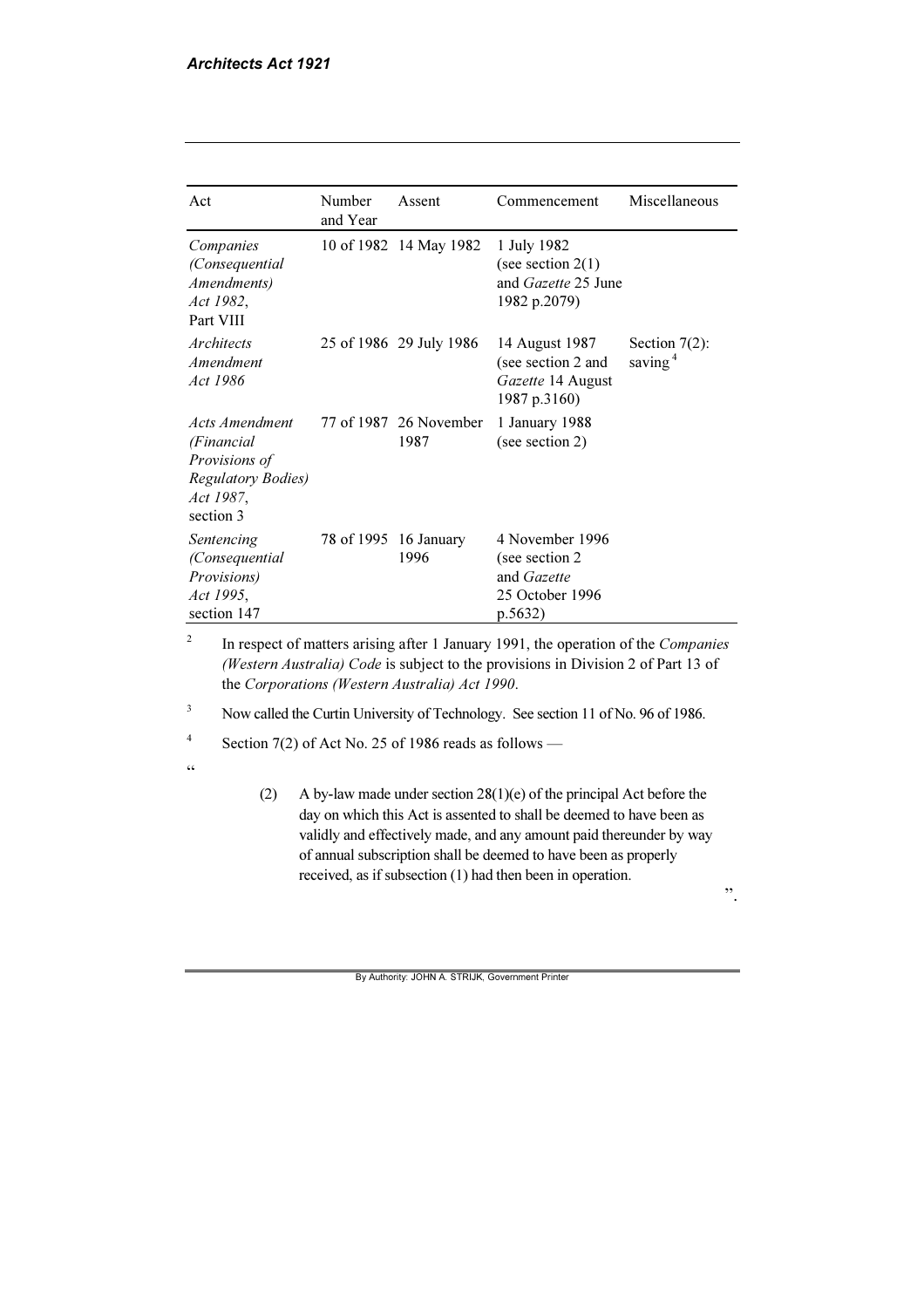| Act | Number and Year | Assent | Commencement | Miscellaneous |
|---|---|---|---|---|
| *Companies (Consequential Amendments) Act 1982*, Part VIII | 10 of 1982 | 14 May 1982 | 1 July 1982 (see section 2(1) and *Gazette* 25 June 1982 p.2079) | |
| *Architects Amendment Act 1986* | 25 of 1986 | 29 July 1986 | 14 August 1987 (see section 2 and *Gazette* 14 August 1987 p.3160) | Section 7(2): saving [4] |
| *Acts Amendment (Financial Provisions of Regulatory Bodies) Act 1987*, section 3 | 77 of 1987 | 26 November 1987 | 1 January 1988 (see section 2) | |
| *Sentencing (Consequential Provisions) Act 1995*, section 147 | 78 of 1995 | 16 January 1996 | 4 November 1996 (see section 2 and *Gazette* 25 October 1996 p.5632) | |

[2] In respect of matters arising after 1 January 1991, the operation of the *Companies (Western Australia) Code* is subject to the provisions in Division 2 of Part 13 of the *Corporations (Western Australia) Act 1990*.

[3] Now called the Curtin University of Technology. See section 11 of No. 96 of 1986.

[4] Section 7(2) of Act No. 25 of 1986 reads as follows —

"

(2) A by-law made under section 28(1)(e) of the principal Act before the day on which this Act is assented to shall be deemed to have been as validly and effectively made, and any amount paid thereunder by way of annual subscription shall be deemed to have been as properly received, as if subsection (1) had then been in operation.

".

By Authority: JOHN A. STRIJK, Government Printer